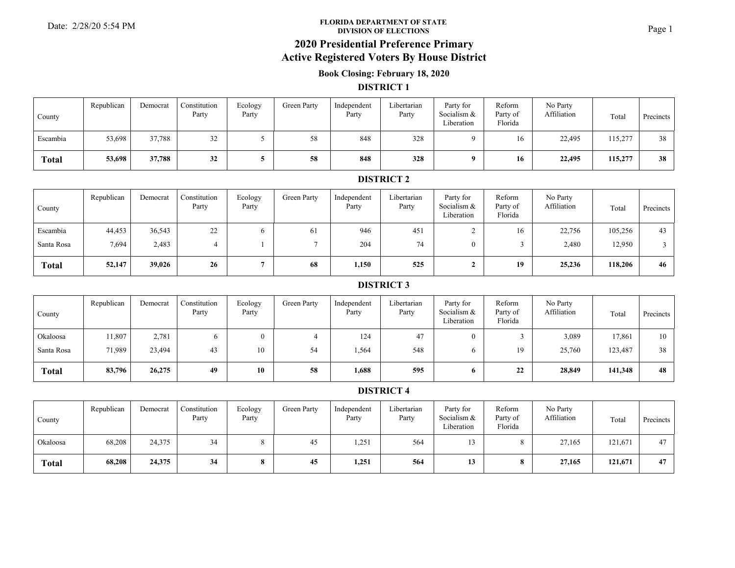FLORIDA DEPARTMENT OF STATE
DIVISION OF ELECTIONS

# 2020 Presidential Preference Primary
# Active Registered Voters By House District

### Book Closing: February 18, 2020

## DISTRICT 1

| County | Republican | Democrat | Constitution Party | Ecology Party | Green Party | Independent Party | Libertarian Party | Party for Socialism & Liberation | Reform Party of Florida | No Party Affiliation | Total | Precincts |
|---|---|---|---|---|---|---|---|---|---|---|---|---|
| Escambia | 53,698 | 37,788 | 32 | 5 | 58 | 848 | 328 | 9 | 16 | 22,495 | 115,277 | 38 |
| **Total** | **53,698** | **37,788** | **32** | **5** | **58** | **848** | **328** | **9** | **16** | **22,495** | **115,277** | **38** |

## DISTRICT 2

| County | Republican | Democrat | Constitution Party | Ecology Party | Green Party | Independent Party | Libertarian Party | Party for Socialism & Liberation | Reform Party of Florida | No Party Affiliation | Total | Precincts |
|---|---|---|---|---|---|---|---|---|---|---|---|---|
| Escambia | 44,453 | 36,543 | 22 | 6 | 61 | 946 | 451 | 2 | 16 | 22,756 | 105,256 | 43 |
| Santa Rosa | 7,694 | 2,483 | 4 | 1 | 7 | 204 | 74 | 0 | 3 | 2,480 | 12,950 | 3 |
| **Total** | **52,147** | **39,026** | **26** | **7** | **68** | **1,150** | **525** | **2** | **19** | **25,236** | **118,206** | **46** |

## DISTRICT 3

| County | Republican | Democrat | Constitution Party | Ecology Party | Green Party | Independent Party | Libertarian Party | Party for Socialism & Liberation | Reform Party of Florida | No Party Affiliation | Total | Precincts |
|---|---|---|---|---|---|---|---|---|---|---|---|---|
| Okaloosa | 11,807 | 2,781 | 6 | 0 | 4 | 124 | 47 | 0 | 3 | 3,089 | 17,861 | 10 |
| Santa Rosa | 71,989 | 23,494 | 43 | 10 | 54 | 1,564 | 548 | 6 | 19 | 25,760 | 123,487 | 38 |
| **Total** | **83,796** | **26,275** | **49** | **10** | **58** | **1,688** | **595** | **6** | **22** | **28,849** | **141,348** | **48** |

## DISTRICT 4

| County | Republican | Democrat | Constitution Party | Ecology Party | Green Party | Independent Party | Libertarian Party | Party for Socialism & Liberation | Reform Party of Florida | No Party Affiliation | Total | Precincts |
|---|---|---|---|---|---|---|---|---|---|---|---|---|
| Okaloosa | 68,208 | 24,375 | 34 | 8 | 45 | 1,251 | 564 | 13 | 8 | 27,165 | 121,671 | 47 |
| **Total** | **68,208** | **24,375** | **34** | **8** | **45** | **1,251** | **564** | **13** | **8** | **27,165** | **121,671** | **47** |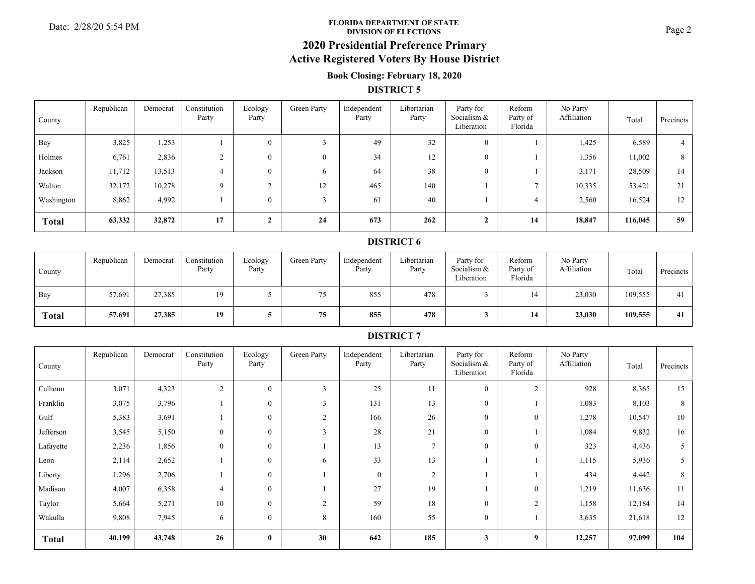FLORIDA DEPARTMENT OF STATE
DIVISION OF ELECTIONS

# 2020 Presidential Preference Primary
# Active Registered Voters By House District

### Book Closing: February 18, 2020

## DISTRICT 5

| County | Republican | Democrat | Constitution Party | Ecology Party | Green Party | Independent Party | Libertarian Party | Party for Socialism & Liberation | Reform Party of Florida | No Party Affiliation | Total | Precincts |
|---|---|---|---|---|---|---|---|---|---|---|---|---|
| Bay | 3,825 | 1,253 | 1 | 0 | 3 | 49 | 32 | 0 | 1 | 1,425 | 6,589 | 4 |
| Holmes | 6,761 | 2,836 | 2 | 0 | 0 | 34 | 12 | 0 | 1 | 1,356 | 11,002 | 8 |
| Jackson | 11,712 | 13,513 | 4 | 0 | 6 | 64 | 38 | 0 | 1 | 3,171 | 28,509 | 14 |
| Walton | 32,172 | 10,278 | 9 | 2 | 12 | 465 | 140 | 1 | 7 | 10,335 | 53,421 | 21 |
| Washington | 8,862 | 4,992 | 1 | 0 | 3 | 61 | 40 | 1 | 4 | 2,560 | 16,524 | 12 |
| **Total** | **63,332** | **32,872** | **17** | **2** | **24** | **673** | **262** | **2** | **14** | **18,847** | **116,045** | **59** |

## DISTRICT 6

| County | Republican | Democrat | Constitution Party | Ecology Party | Green Party | Independent Party | Libertarian Party | Party for Socialism & Liberation | Reform Party of Florida | No Party Affiliation | Total | Precincts |
|---|---|---|---|---|---|---|---|---|---|---|---|---|
| Bay | 57,691 | 27,385 | 19 | 5 | 75 | 855 | 478 | 3 | 14 | 23,030 | 109,555 | 41 |
| **Total** | **57,691** | **27,385** | **19** | **5** | **75** | **855** | **478** | **3** | **14** | **23,030** | **109,555** | **41** |

## DISTRICT 7

| County | Republican | Democrat | Constitution Party | Ecology Party | Green Party | Independent Party | Libertarian Party | Party for Socialism & Liberation | Reform Party of Florida | No Party Affiliation | Total | Precincts |
|---|---|---|---|---|---|---|---|---|---|---|---|---|
| Calhoun | 3,071 | 4,323 | 2 | 0 | 3 | 25 | 11 | 0 | 2 | 928 | 8,365 | 15 |
| Franklin | 3,075 | 3,796 | 1 | 0 | 3 | 131 | 13 | 0 | 1 | 1,083 | 8,103 | 8 |
| Gulf | 5,383 | 3,691 | 1 | 0 | 2 | 166 | 26 | 0 | 0 | 1,278 | 10,547 | 10 |
| Jefferson | 3,545 | 5,150 | 0 | 0 | 3 | 28 | 21 | 0 | 1 | 1,084 | 9,832 | 16 |
| Lafayette | 2,236 | 1,856 | 0 | 0 | 1 | 13 | 7 | 0 | 0 | 323 | 4,436 | 5 |
| Leon | 2,114 | 2,652 | 1 | 0 | 6 | 33 | 13 | 1 | 1 | 1,115 | 5,936 | 5 |
| Liberty | 1,296 | 2,706 | 1 | 0 | 1 | 0 | 2 | 1 | 1 | 434 | 4,442 | 8 |
| Madison | 4,007 | 6,358 | 4 | 0 | 1 | 27 | 19 | 1 | 0 | 1,219 | 11,636 | 11 |
| Taylor | 5,664 | 5,271 | 10 | 0 | 2 | 59 | 18 | 0 | 2 | 1,158 | 12,184 | 14 |
| Wakulla | 9,808 | 7,945 | 6 | 0 | 8 | 160 | 55 | 0 | 1 | 3,635 | 21,618 | 12 |
| **Total** | **40,199** | **43,748** | **26** | **0** | **30** | **642** | **185** | **3** | **9** | **12,257** | **97,099** | **104** |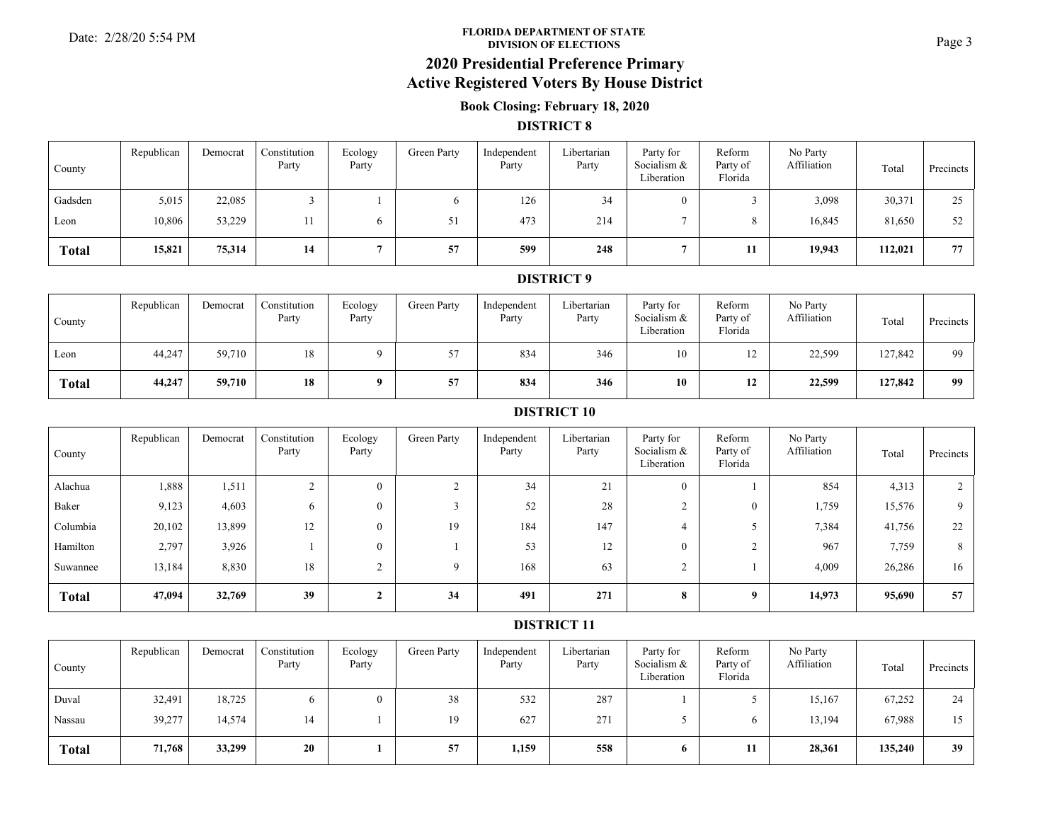**FLORIDA DEPARTMENT OF STATE**
**DIVISION OF ELECTIONS**

# 2020 Presidential Preference Primary
# Active Registered Voters By House District

### Book Closing: February 18, 2020

## DISTRICT 8

| County | Republican | Democrat | Constitution Party | Ecology Party | Green Party | Independent Party | Libertarian Party | Party for Socialism & Liberation | Reform Party of Florida | No Party Affiliation | Total | Precincts |
|---|---|---|---|---|---|---|---|---|---|---|---|---|
| Gadsden | 5,015 | 22,085 | 3 | 1 | 6 | 126 | 34 | 0 | 3 | 3,098 | 30,371 | 25 |
| Leon | 10,806 | 53,229 | 11 | 6 | 51 | 473 | 214 | 7 | 8 | 16,845 | 81,650 | 52 |
| **Total** | **15,821** | **75,314** | **14** | **7** | **57** | **599** | **248** | **7** | **11** | **19,943** | **112,021** | **77** |

## DISTRICT 9

| County | Republican | Democrat | Constitution Party | Ecology Party | Green Party | Independent Party | Libertarian Party | Party for Socialism & Liberation | Reform Party of Florida | No Party Affiliation | Total | Precincts |
|---|---|---|---|---|---|---|---|---|---|---|---|---|
| Leon | 44,247 | 59,710 | 18 | 9 | 57 | 834 | 346 | 10 | 12 | 22,599 | 127,842 | 99 |
| **Total** | **44,247** | **59,710** | **18** | **9** | **57** | **834** | **346** | **10** | **12** | **22,599** | **127,842** | **99** |

## DISTRICT 10

| County | Republican | Democrat | Constitution Party | Ecology Party | Green Party | Independent Party | Libertarian Party | Party for Socialism & Liberation | Reform Party of Florida | No Party Affiliation | Total | Precincts |
|---|---|---|---|---|---|---|---|---|---|---|---|---|
| Alachua | 1,888 | 1,511 | 2 | 0 | 2 | 34 | 21 | 0 | 1 | 854 | 4,313 | 2 |
| Baker | 9,123 | 4,603 | 6 | 0 | 3 | 52 | 28 | 2 | 0 | 1,759 | 15,576 | 9 |
| Columbia | 20,102 | 13,899 | 12 | 0 | 19 | 184 | 147 | 4 | 5 | 7,384 | 41,756 | 22 |
| Hamilton | 2,797 | 3,926 | 1 | 0 | 1 | 53 | 12 | 0 | 2 | 967 | 7,759 | 8 |
| Suwannee | 13,184 | 8,830 | 18 | 2 | 9 | 168 | 63 | 2 | 1 | 4,009 | 26,286 | 16 |
| **Total** | **47,094** | **32,769** | **39** | **2** | **34** | **491** | **271** | **8** | **9** | **14,973** | **95,690** | **57** |

## DISTRICT 11

| County | Republican | Democrat | Constitution Party | Ecology Party | Green Party | Independent Party | Libertarian Party | Party for Socialism & Liberation | Reform Party of Florida | No Party Affiliation | Total | Precincts |
|---|---|---|---|---|---|---|---|---|---|---|---|---|
| Duval | 32,491 | 18,725 | 6 | 0 | 38 | 532 | 287 | 1 | 5 | 15,167 | 67,252 | 24 |
| Nassau | 39,277 | 14,574 | 14 | 1 | 19 | 627 | 271 | 5 | 6 | 13,194 | 67,988 | 15 |
| **Total** | **71,768** | **33,299** | **20** | **1** | **57** | **1,159** | **558** | **6** | **11** | **28,361** | **135,240** | **39** |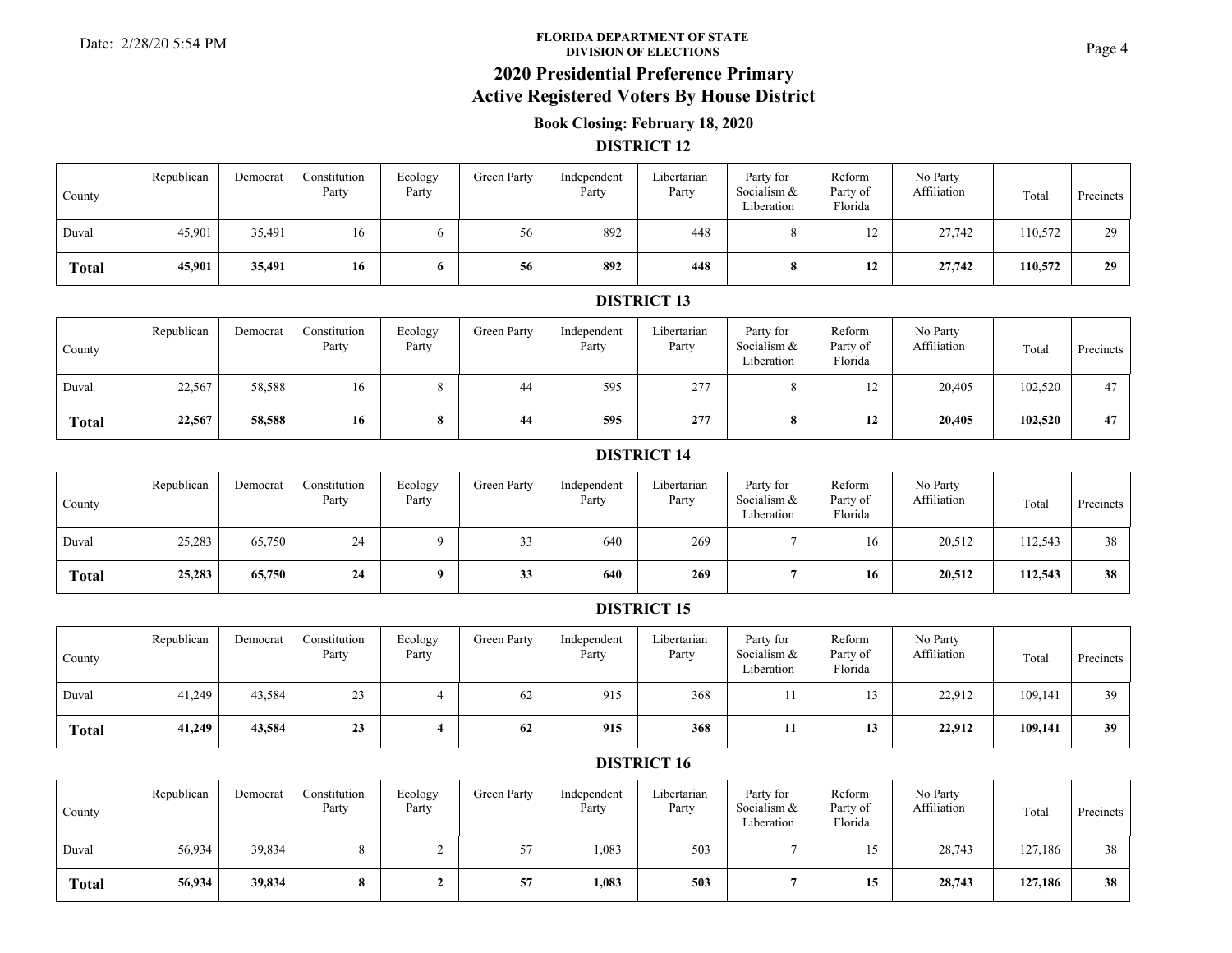FLORIDA DEPARTMENT OF STATE
DIVISION OF ELECTIONS

# 2020 Presidential Preference Primary
# Active Registered Voters By House District

**Book Closing: February 18, 2020**

## DISTRICT 12

| County | Republican | Democrat | Constitution Party | Ecology Party | Green Party | Independent Party | Libertarian Party | Party for Socialism & Liberation | Reform Party of Florida | No Party Affiliation | Total | Precincts |
|---|---|---|---|---|---|---|---|---|---|---|---|---|
| Duval | 45,901 | 35,491 | 16 | 6 | 56 | 892 | 448 | 8 | 12 | 27,742 | 110,572 | 29 |
| **Total** | **45,901** | **35,491** | **16** | **6** | **56** | **892** | **448** | **8** | **12** | **27,742** | **110,572** | **29** |

## DISTRICT 13

| County | Republican | Democrat | Constitution Party | Ecology Party | Green Party | Independent Party | Libertarian Party | Party for Socialism & Liberation | Reform Party of Florida | No Party Affiliation | Total | Precincts |
|---|---|---|---|---|---|---|---|---|---|---|---|---|
| Duval | 22,567 | 58,588 | 16 | 8 | 44 | 595 | 277 | 8 | 12 | 20,405 | 102,520 | 47 |
| **Total** | **22,567** | **58,588** | **16** | **8** | **44** | **595** | **277** | **8** | **12** | **20,405** | **102,520** | **47** |

## DISTRICT 14

| County | Republican | Democrat | Constitution Party | Ecology Party | Green Party | Independent Party | Libertarian Party | Party for Socialism & Liberation | Reform Party of Florida | No Party Affiliation | Total | Precincts |
|---|---|---|---|---|---|---|---|---|---|---|---|---|
| Duval | 25,283 | 65,750 | 24 | 9 | 33 | 640 | 269 | 7 | 16 | 20,512 | 112,543 | 38 |
| **Total** | **25,283** | **65,750** | **24** | **9** | **33** | **640** | **269** | **7** | **16** | **20,512** | **112,543** | **38** |

## DISTRICT 15

| County | Republican | Democrat | Constitution Party | Ecology Party | Green Party | Independent Party | Libertarian Party | Party for Socialism & Liberation | Reform Party of Florida | No Party Affiliation | Total | Precincts |
|---|---|---|---|---|---|---|---|---|---|---|---|---|
| Duval | 41,249 | 43,584 | 23 | 4 | 62 | 915 | 368 | 11 | 13 | 22,912 | 109,141 | 39 |
| **Total** | **41,249** | **43,584** | **23** | **4** | **62** | **915** | **368** | **11** | **13** | **22,912** | **109,141** | **39** |

## DISTRICT 16

| County | Republican | Democrat | Constitution Party | Ecology Party | Green Party | Independent Party | Libertarian Party | Party for Socialism & Liberation | Reform Party of Florida | No Party Affiliation | Total | Precincts |
|---|---|---|---|---|---|---|---|---|---|---|---|---|
| Duval | 56,934 | 39,834 | 8 | 2 | 57 | 1,083 | 503 | 7 | 15 | 28,743 | 127,186 | 38 |
| **Total** | **56,934** | **39,834** | **8** | **2** | **57** | **1,083** | **503** | **7** | **15** | **28,743** | **127,186** | **38** |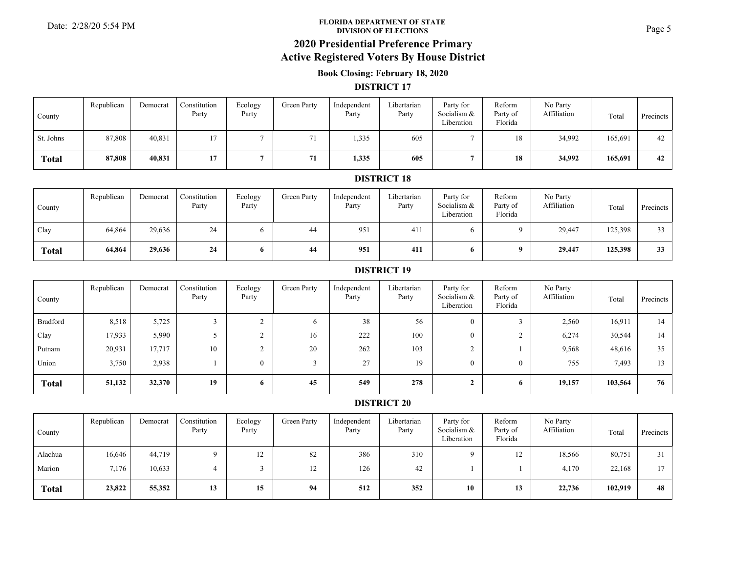FLORIDA DEPARTMENT OF STATE
DIVISION OF ELECTIONS

# 2020 Presidential Preference Primary
# Active Registered Voters By House District

### Book Closing: February 18, 2020

## DISTRICT 17

| County | Republican | Democrat | Constitution Party | Ecology Party | Green Party | Independent Party | Libertarian Party | Party for Socialism & Liberation | Reform Party of Florida | No Party Affiliation | Total | Precincts |
|---|---|---|---|---|---|---|---|---|---|---|---|---|
| St. Johns | 87,808 | 40,831 | 17 | 7 | 71 | 1,335 | 605 | 7 | 18 | 34,992 | 165,691 | 42 |
| **Total** | **87,808** | **40,831** | **17** | **7** | **71** | **1,335** | **605** | **7** | **18** | **34,992** | **165,691** | **42** |

## DISTRICT 18

| County | Republican | Democrat | Constitution Party | Ecology Party | Green Party | Independent Party | Libertarian Party | Party for Socialism & Liberation | Reform Party of Florida | No Party Affiliation | Total | Precincts |
|---|---|---|---|---|---|---|---|---|---|---|---|---|
| Clay | 64,864 | 29,636 | 24 | 6 | 44 | 951 | 411 | 6 | 9 | 29,447 | 125,398 | 33 |
| **Total** | **64,864** | **29,636** | **24** | **6** | **44** | **951** | **411** | **6** | **9** | **29,447** | **125,398** | **33** |

## DISTRICT 19

| County | Republican | Democrat | Constitution Party | Ecology Party | Green Party | Independent Party | Libertarian Party | Party for Socialism & Liberation | Reform Party of Florida | No Party Affiliation | Total | Precincts |
|---|---|---|---|---|---|---|---|---|---|---|---|---|
| Bradford | 8,518 | 5,725 | 3 | 2 | 6 | 38 | 56 | 0 | 3 | 2,560 | 16,911 | 14 |
| Clay | 17,933 | 5,990 | 5 | 2 | 16 | 222 | 100 | 0 | 2 | 6,274 | 30,544 | 14 |
| Putnam | 20,931 | 17,717 | 10 | 2 | 20 | 262 | 103 | 2 | 1 | 9,568 | 48,616 | 35 |
| Union | 3,750 | 2,938 | 1 | 0 | 3 | 27 | 19 | 0 | 0 | 755 | 7,493 | 13 |
| **Total** | **51,132** | **32,370** | **19** | **6** | **45** | **549** | **278** | **2** | **6** | **19,157** | **103,564** | **76** |

## DISTRICT 20

| County | Republican | Democrat | Constitution Party | Ecology Party | Green Party | Independent Party | Libertarian Party | Party for Socialism & Liberation | Reform Party of Florida | No Party Affiliation | Total | Precincts |
|---|---|---|---|---|---|---|---|---|---|---|---|---|
| Alachua | 16,646 | 44,719 | 9 | 12 | 82 | 386 | 310 | 9 | 12 | 18,566 | 80,751 | 31 |
| Marion | 7,176 | 10,633 | 4 | 3 | 12 | 126 | 42 | 1 | 1 | 4,170 | 22,168 | 17 |
| **Total** | **23,822** | **55,352** | **13** | **15** | **94** | **512** | **352** | **10** | **13** | **22,736** | **102,919** | **48** |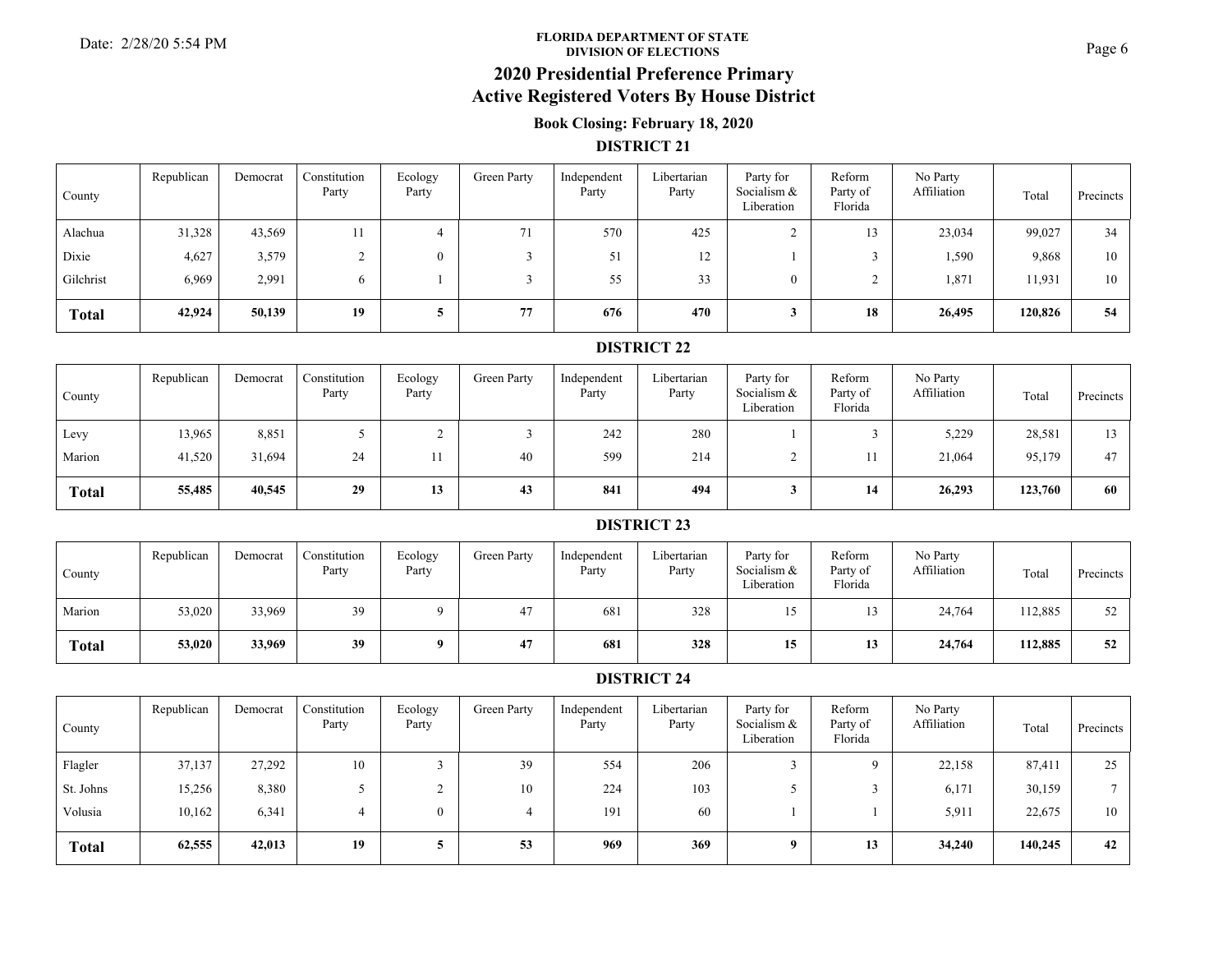**FLORIDA DEPARTMENT OF STATE**
**DIVISION OF ELECTIONS**

# 2020 Presidential Preference Primary
# Active Registered Voters By House District

### Book Closing: February 18, 2020

## DISTRICT 21

| County | Republican | Democrat | Constitution Party | Ecology Party | Green Party | Independent Party | Libertarian Party | Party for Socialism & Liberation | Reform Party of Florida | No Party Affiliation | Total | Precincts |
|---|---|---|---|---|---|---|---|---|---|---|---|---|
| Alachua | 31,328 | 43,569 | 11 | 4 | 71 | 570 | 425 | 2 | 13 | 23,034 | 99,027 | 34 |
| Dixie | 4,627 | 3,579 | 2 | 0 | 3 | 51 | 12 | 1 | 3 | 1,590 | 9,868 | 10 |
| Gilchrist | 6,969 | 2,991 | 6 | 1 | 3 | 55 | 33 | 0 | 2 | 1,871 | 11,931 | 10 |
| **Total** | **42,924** | **50,139** | **19** | **5** | **77** | **676** | **470** | **3** | **18** | **26,495** | **120,826** | **54** |

## DISTRICT 22

| County | Republican | Democrat | Constitution Party | Ecology Party | Green Party | Independent Party | Libertarian Party | Party for Socialism & Liberation | Reform Party of Florida | No Party Affiliation | Total | Precincts |
|---|---|---|---|---|---|---|---|---|---|---|---|---|
| Levy | 13,965 | 8,851 | 5 | 2 | 3 | 242 | 280 | 1 | 3 | 5,229 | 28,581 | 13 |
| Marion | 41,520 | 31,694 | 24 | 11 | 40 | 599 | 214 | 2 | 11 | 21,064 | 95,179 | 47 |
| **Total** | **55,485** | **40,545** | **29** | **13** | **43** | **841** | **494** | **3** | **14** | **26,293** | **123,760** | **60** |

## DISTRICT 23

| County | Republican | Democrat | Constitution Party | Ecology Party | Green Party | Independent Party | Libertarian Party | Party for Socialism & Liberation | Reform Party of Florida | No Party Affiliation | Total | Precincts |
|---|---|---|---|---|---|---|---|---|---|---|---|---|
| Marion | 53,020 | 33,969 | 39 | 9 | 47 | 681 | 328 | 15 | 13 | 24,764 | 112,885 | 52 |
| **Total** | **53,020** | **33,969** | **39** | **9** | **47** | **681** | **328** | **15** | **13** | **24,764** | **112,885** | **52** |

## DISTRICT 24

| County | Republican | Democrat | Constitution Party | Ecology Party | Green Party | Independent Party | Libertarian Party | Party for Socialism & Liberation | Reform Party of Florida | No Party Affiliation | Total | Precincts |
|---|---|---|---|---|---|---|---|---|---|---|---|---|
| Flagler | 37,137 | 27,292 | 10 | 3 | 39 | 554 | 206 | 3 | 9 | 22,158 | 87,411 | 25 |
| St. Johns | 15,256 | 8,380 | 5 | 2 | 10 | 224 | 103 | 5 | 3 | 6,171 | 30,159 | 7 |
| Volusia | 10,162 | 6,341 | 4 | 0 | 4 | 191 | 60 | 1 | 1 | 5,911 | 22,675 | 10 |
| **Total** | **62,555** | **42,013** | **19** | **5** | **53** | **969** | **369** | **9** | **13** | **34,240** | **140,245** | **42** |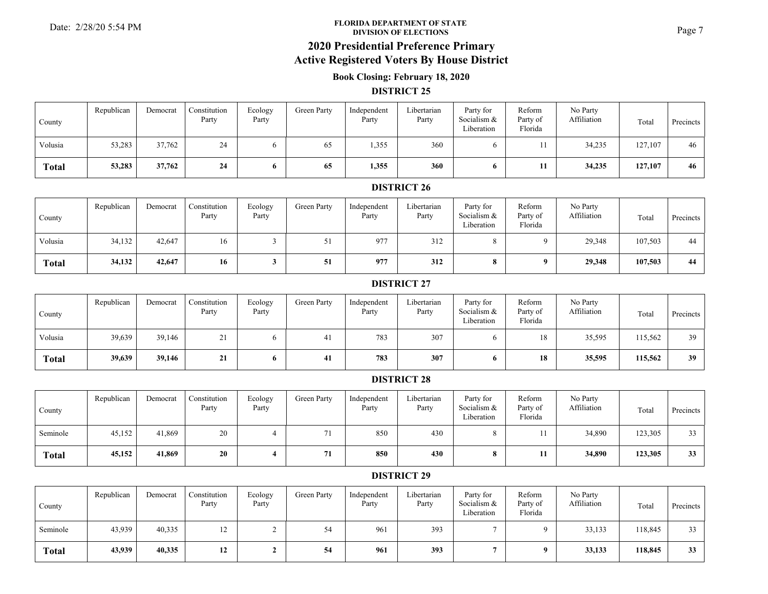FLORIDA DEPARTMENT OF STATE
DIVISION OF ELECTIONS

# 2020 Presidential Preference Primary
# Active Registered Voters By House District

### Book Closing: February 18, 2020

## DISTRICT 25

| County | Republican | Democrat | Constitution Party | Ecology Party | Green Party | Independent Party | Libertarian Party | Party for Socialism & Liberation | Reform Party of Florida | No Party Affiliation | Total | Precincts |
|---|---|---|---|---|---|---|---|---|---|---|---|---|
| Volusia | 53,283 | 37,762 | 24 | 6 | 65 | 1,355 | 360 | 6 | 11 | 34,235 | 127,107 | 46 |
| **Total** | **53,283** | **37,762** | **24** | **6** | **65** | **1,355** | **360** | **6** | **11** | **34,235** | **127,107** | **46** |

## DISTRICT 26

| County | Republican | Democrat | Constitution Party | Ecology Party | Green Party | Independent Party | Libertarian Party | Party for Socialism & Liberation | Reform Party of Florida | No Party Affiliation | Total | Precincts |
|---|---|---|---|---|---|---|---|---|---|---|---|---|
| Volusia | 34,132 | 42,647 | 16 | 3 | 51 | 977 | 312 | 8 | 9 | 29,348 | 107,503 | 44 |
| **Total** | **34,132** | **42,647** | **16** | **3** | **51** | **977** | **312** | **8** | **9** | **29,348** | **107,503** | **44** |

## DISTRICT 27

| County | Republican | Democrat | Constitution Party | Ecology Party | Green Party | Independent Party | Libertarian Party | Party for Socialism & Liberation | Reform Party of Florida | No Party Affiliation | Total | Precincts |
|---|---|---|---|---|---|---|---|---|---|---|---|---|
| Volusia | 39,639 | 39,146 | 21 | 6 | 41 | 783 | 307 | 6 | 18 | 35,595 | 115,562 | 39 |
| **Total** | **39,639** | **39,146** | **21** | **6** | **41** | **783** | **307** | **6** | **18** | **35,595** | **115,562** | **39** |

## DISTRICT 28

| County | Republican | Democrat | Constitution Party | Ecology Party | Green Party | Independent Party | Libertarian Party | Party for Socialism & Liberation | Reform Party of Florida | No Party Affiliation | Total | Precincts |
|---|---|---|---|---|---|---|---|---|---|---|---|---|
| Seminole | 45,152 | 41,869 | 20 | 4 | 71 | 850 | 430 | 8 | 11 | 34,890 | 123,305 | 33 |
| **Total** | **45,152** | **41,869** | **20** | **4** | **71** | **850** | **430** | **8** | **11** | **34,890** | **123,305** | **33** |

## DISTRICT 29

| County | Republican | Democrat | Constitution Party | Ecology Party | Green Party | Independent Party | Libertarian Party | Party for Socialism & Liberation | Reform Party of Florida | No Party Affiliation | Total | Precincts |
|---|---|---|---|---|---|---|---|---|---|---|---|---|
| Seminole | 43,939 | 40,335 | 12 | 2 | 54 | 961 | 393 | 7 | 9 | 33,133 | 118,845 | 33 |
| **Total** | **43,939** | **40,335** | **12** | **2** | **54** | **961** | **393** | **7** | **9** | **33,133** | **118,845** | **33** |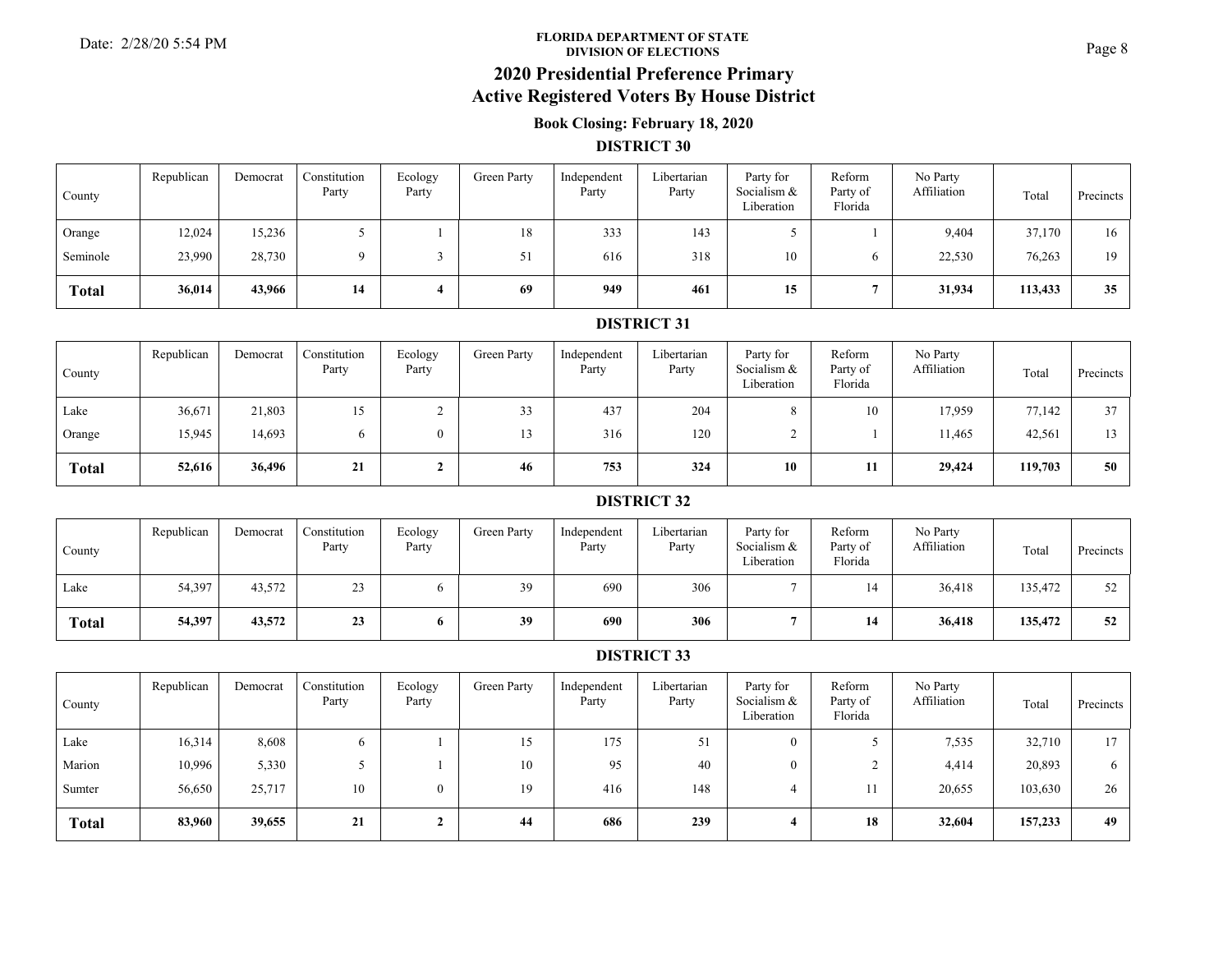FLORIDA DEPARTMENT OF STATE
DIVISION OF ELECTIONS

# 2020 Presidential Preference Primary
# Active Registered Voters By House District

### Book Closing: February 18, 2020

## DISTRICT 30

| County | Republican | Democrat | Constitution Party | Ecology Party | Green Party | Independent Party | Libertarian Party | Party for Socialism & Liberation | Reform Party of Florida | No Party Affiliation | Total | Precincts |
|---|---|---|---|---|---|---|---|---|---|---|---|---|
| Orange | 12,024 | 15,236 | 5 | 1 | 18 | 333 | 143 | 5 | 1 | 9,404 | 37,170 | 16 |
| Seminole | 23,990 | 28,730 | 9 | 3 | 51 | 616 | 318 | 10 | 6 | 22,530 | 76,263 | 19 |
| **Total** | **36,014** | **43,966** | **14** | **4** | **69** | **949** | **461** | **15** | **7** | **31,934** | **113,433** | **35** |

## DISTRICT 31

| County | Republican | Democrat | Constitution Party | Ecology Party | Green Party | Independent Party | Libertarian Party | Party for Socialism & Liberation | Reform Party of Florida | No Party Affiliation | Total | Precincts |
|---|---|---|---|---|---|---|---|---|---|---|---|---|
| Lake | 36,671 | 21,803 | 15 | 2 | 33 | 437 | 204 | 8 | 10 | 17,959 | 77,142 | 37 |
| Orange | 15,945 | 14,693 | 6 | 0 | 13 | 316 | 120 | 2 | 1 | 11,465 | 42,561 | 13 |
| **Total** | **52,616** | **36,496** | **21** | **2** | **46** | **753** | **324** | **10** | **11** | **29,424** | **119,703** | **50** |

## DISTRICT 32

| County | Republican | Democrat | Constitution Party | Ecology Party | Green Party | Independent Party | Libertarian Party | Party for Socialism & Liberation | Reform Party of Florida | No Party Affiliation | Total | Precincts |
|---|---|---|---|---|---|---|---|---|---|---|---|---|
| Lake | 54,397 | 43,572 | 23 | 6 | 39 | 690 | 306 | 7 | 14 | 36,418 | 135,472 | 52 |
| **Total** | **54,397** | **43,572** | **23** | **6** | **39** | **690** | **306** | **7** | **14** | **36,418** | **135,472** | **52** |

## DISTRICT 33

| County | Republican | Democrat | Constitution Party | Ecology Party | Green Party | Independent Party | Libertarian Party | Party for Socialism & Liberation | Reform Party of Florida | No Party Affiliation | Total | Precincts |
|---|---|---|---|---|---|---|---|---|---|---|---|---|
| Lake | 16,314 | 8,608 | 6 | 1 | 15 | 175 | 51 | 0 | 5 | 7,535 | 32,710 | 17 |
| Marion | 10,996 | 5,330 | 5 | 1 | 10 | 95 | 40 | 0 | 2 | 4,414 | 20,893 | 6 |
| Sumter | 56,650 | 25,717 | 10 | 0 | 19 | 416 | 148 | 4 | 11 | 20,655 | 103,630 | 26 |
| **Total** | **83,960** | **39,655** | **21** | **2** | **44** | **686** | **239** | **4** | **18** | **32,604** | **157,233** | **49** |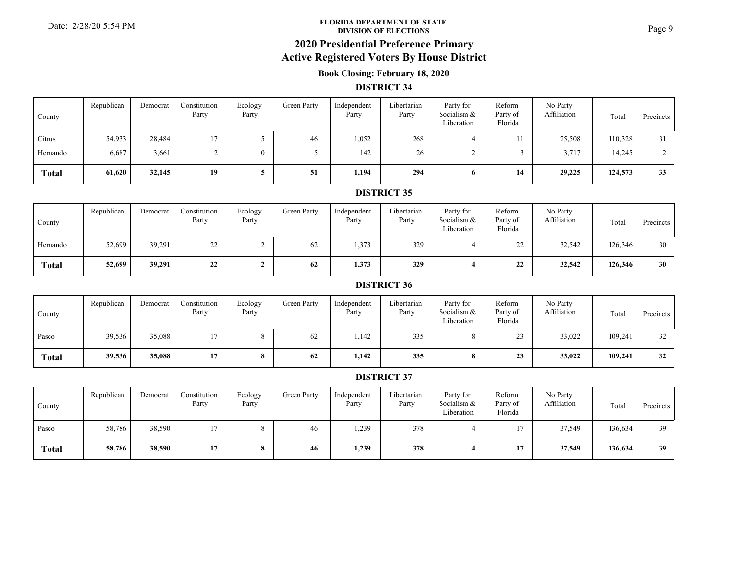**FLORIDA DEPARTMENT OF STATE**
**DIVISION OF ELECTIONS**

# 2020 Presidential Preference Primary
# Active Registered Voters By House District

### Book Closing: February 18, 2020

### DISTRICT 34

| County | Republican | Democrat | Constitution Party | Ecology Party | Green Party | Independent Party | Libertarian Party | Party for Socialism & Liberation | Reform Party of Florida | No Party Affiliation | Total | Precincts |
|---|---|---|---|---|---|---|---|---|---|---|---|---|
| Citrus | 54,933 | 28,484 | 17 | 5 | 46 | 1,052 | 268 | 4 | 11 | 25,508 | 110,328 | 31 |
| Hernando | 6,687 | 3,661 | 2 | 0 | 5 | 142 | 26 | 2 | 3 | 3,717 | 14,245 | 2 |
| **Total** | **61,620** | **32,145** | **19** | **5** | **51** | **1,194** | **294** | **6** | **14** | **29,225** | **124,573** | **33** |

### DISTRICT 35

| County | Republican | Democrat | Constitution Party | Ecology Party | Green Party | Independent Party | Libertarian Party | Party for Socialism & Liberation | Reform Party of Florida | No Party Affiliation | Total | Precincts |
|---|---|---|---|---|---|---|---|---|---|---|---|---|
| Hernando | 52,699 | 39,291 | 22 | 2 | 62 | 1,373 | 329 | 4 | 22 | 32,542 | 126,346 | 30 |
| **Total** | **52,699** | **39,291** | **22** | **2** | **62** | **1,373** | **329** | **4** | **22** | **32,542** | **126,346** | **30** |

### DISTRICT 36

| County | Republican | Democrat | Constitution Party | Ecology Party | Green Party | Independent Party | Libertarian Party | Party for Socialism & Liberation | Reform Party of Florida | No Party Affiliation | Total | Precincts |
|---|---|---|---|---|---|---|---|---|---|---|---|---|
| Pasco | 39,536 | 35,088 | 17 | 8 | 62 | 1,142 | 335 | 8 | 23 | 33,022 | 109,241 | 32 |
| **Total** | **39,536** | **35,088** | **17** | **8** | **62** | **1,142** | **335** | **8** | **23** | **33,022** | **109,241** | **32** |

### DISTRICT 37

| County | Republican | Democrat | Constitution Party | Ecology Party | Green Party | Independent Party | Libertarian Party | Party for Socialism & Liberation | Reform Party of Florida | No Party Affiliation | Total | Precincts |
|---|---|---|---|---|---|---|---|---|---|---|---|---|
| Pasco | 58,786 | 38,590 | 17 | 8 | 46 | 1,239 | 378 | 4 | 17 | 37,549 | 136,634 | 39 |
| **Total** | **58,786** | **38,590** | **17** | **8** | **46** | **1,239** | **378** | **4** | **17** | **37,549** | **136,634** | **39** |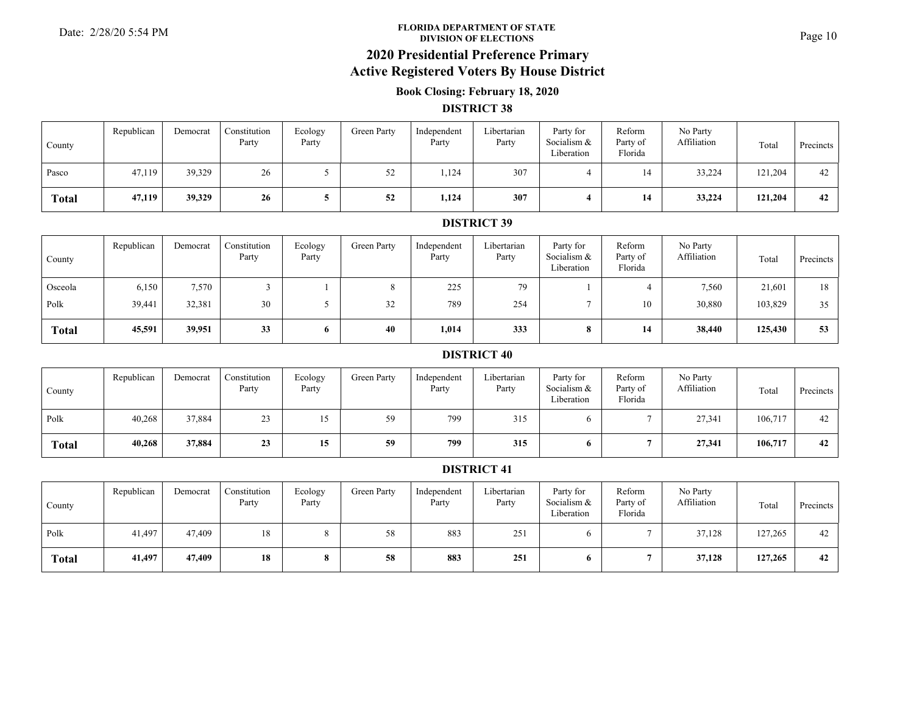FLORIDA DEPARTMENT OF STATE
DIVISION OF ELECTIONS

Date: 2/28/20 5:54 PM

# 2020 Presidential Preference Primary
# Active Registered Voters By House District

### Book Closing: February 18, 2020

## DISTRICT 38

| County | Republican | Democrat | Constitution Party | Ecology Party | Green Party | Independent Party | Libertarian Party | Party for Socialism & Liberation | Reform Party of Florida | No Party Affiliation | Total | Precincts |
|---|---|---|---|---|---|---|---|---|---|---|---|---|
| Pasco | 47,119 | 39,329 | 26 | 5 | 52 | 1,124 | 307 | 4 | 14 | 33,224 | 121,204 | 42 |
| **Total** | **47,119** | **39,329** | **26** | **5** | **52** | **1,124** | **307** | **4** | **14** | **33,224** | **121,204** | **42** |

## DISTRICT 39

| County | Republican | Democrat | Constitution Party | Ecology Party | Green Party | Independent Party | Libertarian Party | Party for Socialism & Liberation | Reform Party of Florida | No Party Affiliation | Total | Precincts |
|---|---|---|---|---|---|---|---|---|---|---|---|---|
| Osceola | 6,150 | 7,570 | 3 | 1 | 8 | 225 | 79 | 1 | 4 | 7,560 | 21,601 | 18 |
| Polk | 39,441 | 32,381 | 30 | 5 | 32 | 789 | 254 | 7 | 10 | 30,880 | 103,829 | 35 |
| **Total** | **45,591** | **39,951** | **33** | **6** | **40** | **1,014** | **333** | **8** | **14** | **38,440** | **125,430** | **53** |

## DISTRICT 40

| County | Republican | Democrat | Constitution Party | Ecology Party | Green Party | Independent Party | Libertarian Party | Party for Socialism & Liberation | Reform Party of Florida | No Party Affiliation | Total | Precincts |
|---|---|---|---|---|---|---|---|---|---|---|---|---|
| Polk | 40,268 | 37,884 | 23 | 15 | 59 | 799 | 315 | 6 | 7 | 27,341 | 106,717 | 42 |
| **Total** | **40,268** | **37,884** | **23** | **15** | **59** | **799** | **315** | **6** | **7** | **27,341** | **106,717** | **42** |

## DISTRICT 41

| County | Republican | Democrat | Constitution Party | Ecology Party | Green Party | Independent Party | Libertarian Party | Party for Socialism & Liberation | Reform Party of Florida | No Party Affiliation | Total | Precincts |
|---|---|---|---|---|---|---|---|---|---|---|---|---|
| Polk | 41,497 | 47,409 | 18 | 8 | 58 | 883 | 251 | 6 | 7 | 37,128 | 127,265 | 42 |
| **Total** | **41,497** | **47,409** | **18** | **8** | **58** | **883** | **251** | **6** | **7** | **37,128** | **127,265** | **42** |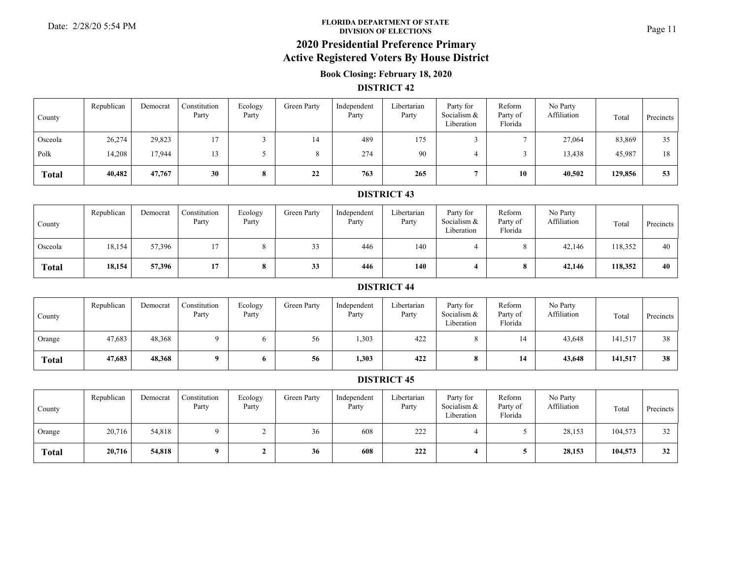**FLORIDA DEPARTMENT OF STATE**
**DIVISION OF ELECTIONS**

Date: 2/28/20 5:54 PM

# 2020 Presidential Preference Primary
# Active Registered Voters By House District

### Book Closing: February 18, 2020

### DISTRICT 42

| County | Republican | Democrat | Constitution Party | Ecology Party | Green Party | Independent Party | Libertarian Party | Party for Socialism & Liberation | Reform Party of Florida | No Party Affiliation | Total | Precincts |
|---|---|---|---|---|---|---|---|---|---|---|---|---|
| Osceola | 26,274 | 29,823 | 17 | 3 | 14 | 489 | 175 | 3 | 7 | 27,064 | 83,869 | 35 |
| Polk | 14,208 | 17,944 | 13 | 5 | 8 | 274 | 90 | 4 | 3 | 13,438 | 45,987 | 18 |
| **Total** | **40,482** | **47,767** | **30** | **8** | **22** | **763** | **265** | **7** | **10** | **40,502** | **129,856** | **53** |

### DISTRICT 43

| County | Republican | Democrat | Constitution Party | Ecology Party | Green Party | Independent Party | Libertarian Party | Party for Socialism & Liberation | Reform Party of Florida | No Party Affiliation | Total | Precincts |
|---|---|---|---|---|---|---|---|---|---|---|---|---|
| Osceola | 18,154 | 57,396 | 17 | 8 | 33 | 446 | 140 | 4 | 8 | 42,146 | 118,352 | 40 |
| **Total** | **18,154** | **57,396** | **17** | **8** | **33** | **446** | **140** | **4** | **8** | **42,146** | **118,352** | **40** |

### DISTRICT 44

| County | Republican | Democrat | Constitution Party | Ecology Party | Green Party | Independent Party | Libertarian Party | Party for Socialism & Liberation | Reform Party of Florida | No Party Affiliation | Total | Precincts |
|---|---|---|---|---|---|---|---|---|---|---|---|---|
| Orange | 47,683 | 48,368 | 9 | 6 | 56 | 1,303 | 422 | 8 | 14 | 43,648 | 141,517 | 38 |
| **Total** | **47,683** | **48,368** | **9** | **6** | **56** | **1,303** | **422** | **8** | **14** | **43,648** | **141,517** | **38** |

### DISTRICT 45

| County | Republican | Democrat | Constitution Party | Ecology Party | Green Party | Independent Party | Libertarian Party | Party for Socialism & Liberation | Reform Party of Florida | No Party Affiliation | Total | Precincts |
|---|---|---|---|---|---|---|---|---|---|---|---|---|
| Orange | 20,716 | 54,818 | 9 | 2 | 36 | 608 | 222 | 4 | 5 | 28,153 | 104,573 | 32 |
| **Total** | **20,716** | **54,818** | **9** | **2** | **36** | **608** | **222** | **4** | **5** | **28,153** | **104,573** | **32** |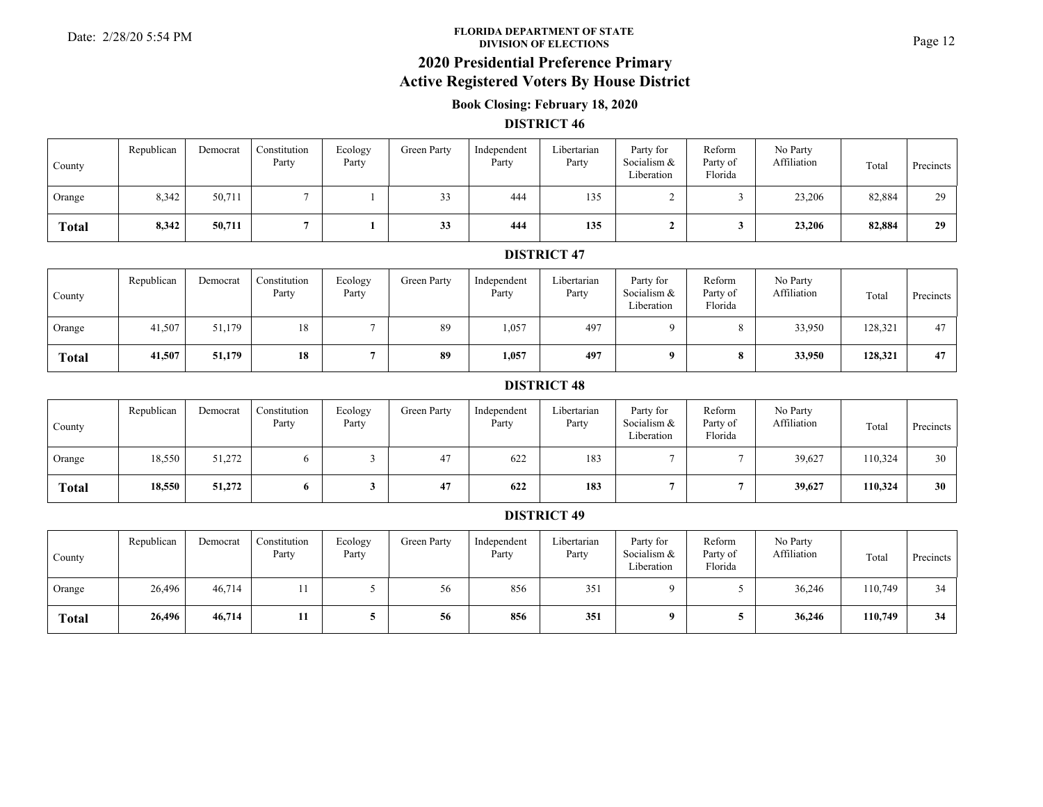**FLORIDA DEPARTMENT OF STATE**
**DIVISION OF ELECTIONS**

# 2020 Presidential Preference Primary
# Active Registered Voters By House District

### Book Closing: February 18, 2020

## DISTRICT 46

| County | Republican | Democrat | Constitution Party | Ecology Party | Green Party | Independent Party | Libertarian Party | Party for Socialism & Liberation | Reform Party of Florida | No Party Affiliation | Total | Precincts |
|---|---|---|---|---|---|---|---|---|---|---|---|---|
| Orange | 8,342 | 50,711 | 7 | 1 | 33 | 444 | 135 | 2 | 3 | 23,206 | 82,884 | 29 |
| **Total** | **8,342** | **50,711** | **7** | **1** | **33** | **444** | **135** | **2** | **3** | **23,206** | **82,884** | **29** |

## DISTRICT 47

| County | Republican | Democrat | Constitution Party | Ecology Party | Green Party | Independent Party | Libertarian Party | Party for Socialism & Liberation | Reform Party of Florida | No Party Affiliation | Total | Precincts |
|---|---|---|---|---|---|---|---|---|---|---|---|---|
| Orange | 41,507 | 51,179 | 18 | 7 | 89 | 1,057 | 497 | 9 | 8 | 33,950 | 128,321 | 47 |
| **Total** | **41,507** | **51,179** | **18** | **7** | **89** | **1,057** | **497** | **9** | **8** | **33,950** | **128,321** | **47** |

## DISTRICT 48

| County | Republican | Democrat | Constitution Party | Ecology Party | Green Party | Independent Party | Libertarian Party | Party for Socialism & Liberation | Reform Party of Florida | No Party Affiliation | Total | Precincts |
|---|---|---|---|---|---|---|---|---|---|---|---|---|
| Orange | 18,550 | 51,272 | 6 | 3 | 47 | 622 | 183 | 7 | 7 | 39,627 | 110,324 | 30 |
| **Total** | **18,550** | **51,272** | **6** | **3** | **47** | **622** | **183** | **7** | **7** | **39,627** | **110,324** | **30** |

## DISTRICT 49

| County | Republican | Democrat | Constitution Party | Ecology Party | Green Party | Independent Party | Libertarian Party | Party for Socialism & Liberation | Reform Party of Florida | No Party Affiliation | Total | Precincts |
|---|---|---|---|---|---|---|---|---|---|---|---|---|
| Orange | 26,496 | 46,714 | 11 | 5 | 56 | 856 | 351 | 9 | 5 | 36,246 | 110,749 | 34 |
| **Total** | **26,496** | **46,714** | **11** | **5** | **56** | **856** | **351** | **9** | **5** | **36,246** | **110,749** | **34** |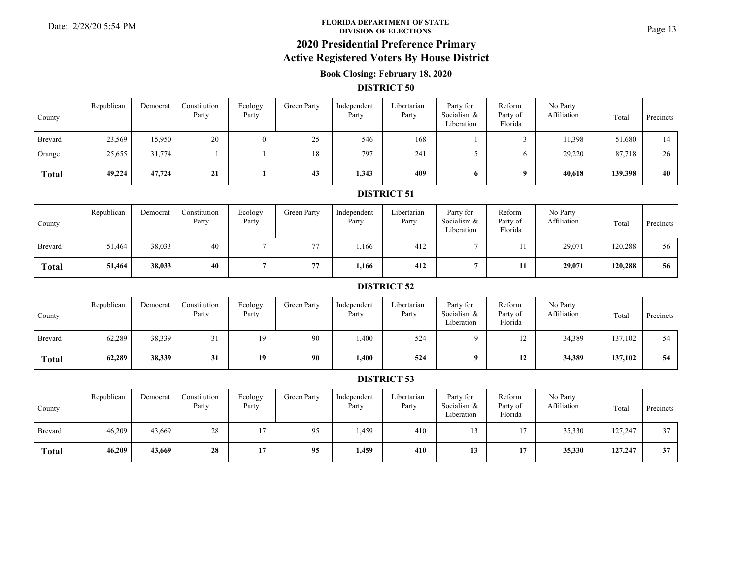FLORIDA DEPARTMENT OF STATE
DIVISION OF ELECTIONS

# 2020 Presidential Preference Primary
# Active Registered Voters By House District

### Book Closing: February 18, 2020

## DISTRICT 50

| County | Republican | Democrat | Constitution Party | Ecology Party | Green Party | Independent Party | Libertarian Party | Party for Socialism & Liberation | Reform Party of Florida | No Party Affiliation | Total | Precincts |
|---|---|---|---|---|---|---|---|---|---|---|---|---|
| Brevard | 23,569 | 15,950 | 20 | 0 | 25 | 546 | 168 | 1 | 3 | 11,398 | 51,680 | 14 |
| Orange | 25,655 | 31,774 | 1 | 1 | 18 | 797 | 241 | 5 | 6 | 29,220 | 87,718 | 26 |
| **Total** | **49,224** | **47,724** | **21** | **1** | **43** | **1,343** | **409** | **6** | **9** | **40,618** | **139,398** | **40** |

## DISTRICT 51

| County | Republican | Democrat | Constitution Party | Ecology Party | Green Party | Independent Party | Libertarian Party | Party for Socialism & Liberation | Reform Party of Florida | No Party Affiliation | Total | Precincts |
|---|---|---|---|---|---|---|---|---|---|---|---|---|
| Brevard | 51,464 | 38,033 | 40 | 7 | 77 | 1,166 | 412 | 7 | 11 | 29,071 | 120,288 | 56 |
| **Total** | **51,464** | **38,033** | **40** | **7** | **77** | **1,166** | **412** | **7** | **11** | **29,071** | **120,288** | **56** |

## DISTRICT 52

| County | Republican | Democrat | Constitution Party | Ecology Party | Green Party | Independent Party | Libertarian Party | Party for Socialism & Liberation | Reform Party of Florida | No Party Affiliation | Total | Precincts |
|---|---|---|---|---|---|---|---|---|---|---|---|---|
| Brevard | 62,289 | 38,339 | 31 | 19 | 90 | 1,400 | 524 | 9 | 12 | 34,389 | 137,102 | 54 |
| **Total** | **62,289** | **38,339** | **31** | **19** | **90** | **1,400** | **524** | **9** | **12** | **34,389** | **137,102** | **54** |

## DISTRICT 53

| County | Republican | Democrat | Constitution Party | Ecology Party | Green Party | Independent Party | Libertarian Party | Party for Socialism & Liberation | Reform Party of Florida | No Party Affiliation | Total | Precincts |
|---|---|---|---|---|---|---|---|---|---|---|---|---|
| Brevard | 46,209 | 43,669 | 28 | 17 | 95 | 1,459 | 410 | 13 | 17 | 35,330 | 127,247 | 37 |
| **Total** | **46,209** | **43,669** | **28** | **17** | **95** | **1,459** | **410** | **13** | **17** | **35,330** | **127,247** | **37** |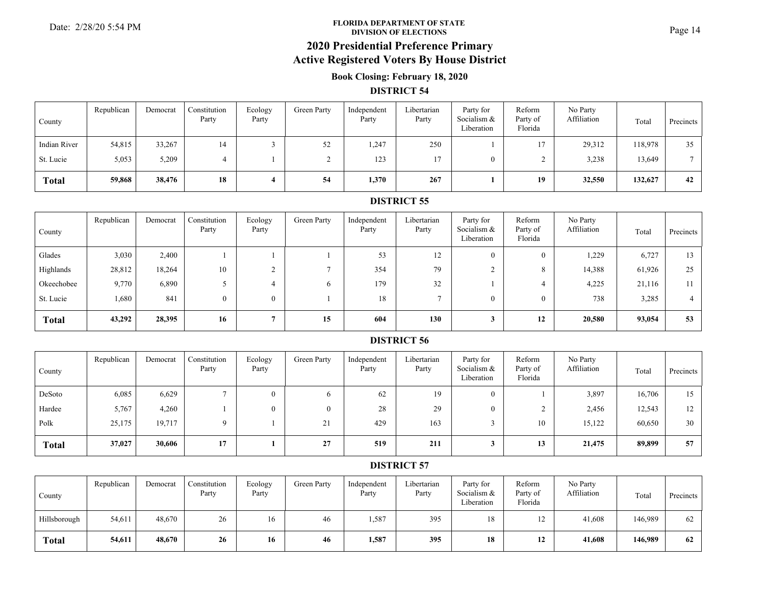FLORIDA DEPARTMENT OF STATE
DIVISION OF ELECTIONS

# 2020 Presidential Preference Primary
# Active Registered Voters By House District

### Book Closing: February 18, 2020

Date: 2/28/20 5:54 PM

## DISTRICT 54

| County | Republican | Democrat | Constitution Party | Ecology Party | Green Party | Independent Party | Libertarian Party | Party for Socialism & Liberation | Reform Party of Florida | No Party Affiliation | Total | Precincts |
|---|---|---|---|---|---|---|---|---|---|---|---|---|
| Indian River | 54,815 | 33,267 | 14 | 3 | 52 | 1,247 | 250 | 1 | 17 | 29,312 | 118,978 | 35 |
| St. Lucie | 5,053 | 5,209 | 4 | 1 | 2 | 123 | 17 | 0 | 2 | 3,238 | 13,649 | 7 |
| **Total** | **59,868** | **38,476** | **18** | **4** | **54** | **1,370** | **267** | **1** | **19** | **32,550** | **132,627** | **42** |

## DISTRICT 55

| County | Republican | Democrat | Constitution Party | Ecology Party | Green Party | Independent Party | Libertarian Party | Party for Socialism & Liberation | Reform Party of Florida | No Party Affiliation | Total | Precincts |
|---|---|---|---|---|---|---|---|---|---|---|---|---|
| Glades | 3,030 | 2,400 | 1 | 1 | 1 | 53 | 12 | 0 | 0 | 1,229 | 6,727 | 13 |
| Highlands | 28,812 | 18,264 | 10 | 2 | 7 | 354 | 79 | 2 | 8 | 14,388 | 61,926 | 25 |
| Okeechobee | 9,770 | 6,890 | 5 | 4 | 6 | 179 | 32 | 1 | 4 | 4,225 | 21,116 | 11 |
| St. Lucie | 1,680 | 841 | 0 | 0 | 1 | 18 | 7 | 0 | 0 | 738 | 3,285 | 4 |
| **Total** | **43,292** | **28,395** | **16** | **7** | **15** | **604** | **130** | **3** | **12** | **20,580** | **93,054** | **53** |

## DISTRICT 56

| County | Republican | Democrat | Constitution Party | Ecology Party | Green Party | Independent Party | Libertarian Party | Party for Socialism & Liberation | Reform Party of Florida | No Party Affiliation | Total | Precincts |
|---|---|---|---|---|---|---|---|---|---|---|---|---|
| DeSoto | 6,085 | 6,629 | 7 | 0 | 6 | 62 | 19 | 0 | 1 | 3,897 | 16,706 | 15 |
| Hardee | 5,767 | 4,260 | 1 | 0 | 0 | 28 | 29 | 0 | 2 | 2,456 | 12,543 | 12 |
| Polk | 25,175 | 19,717 | 9 | 1 | 21 | 429 | 163 | 3 | 10 | 15,122 | 60,650 | 30 |
| **Total** | **37,027** | **30,606** | **17** | **1** | **27** | **519** | **211** | **3** | **13** | **21,475** | **89,899** | **57** |

## DISTRICT 57

| County | Republican | Democrat | Constitution Party | Ecology Party | Green Party | Independent Party | Libertarian Party | Party for Socialism & Liberation | Reform Party of Florida | No Party Affiliation | Total | Precincts |
|---|---|---|---|---|---|---|---|---|---|---|---|---|
| Hillsborough | 54,611 | 48,670 | 26 | 16 | 46 | 1,587 | 395 | 18 | 12 | 41,608 | 146,989 | 62 |
| **Total** | **54,611** | **48,670** | **26** | **16** | **46** | **1,587** | **395** | **18** | **12** | **41,608** | **146,989** | **62** |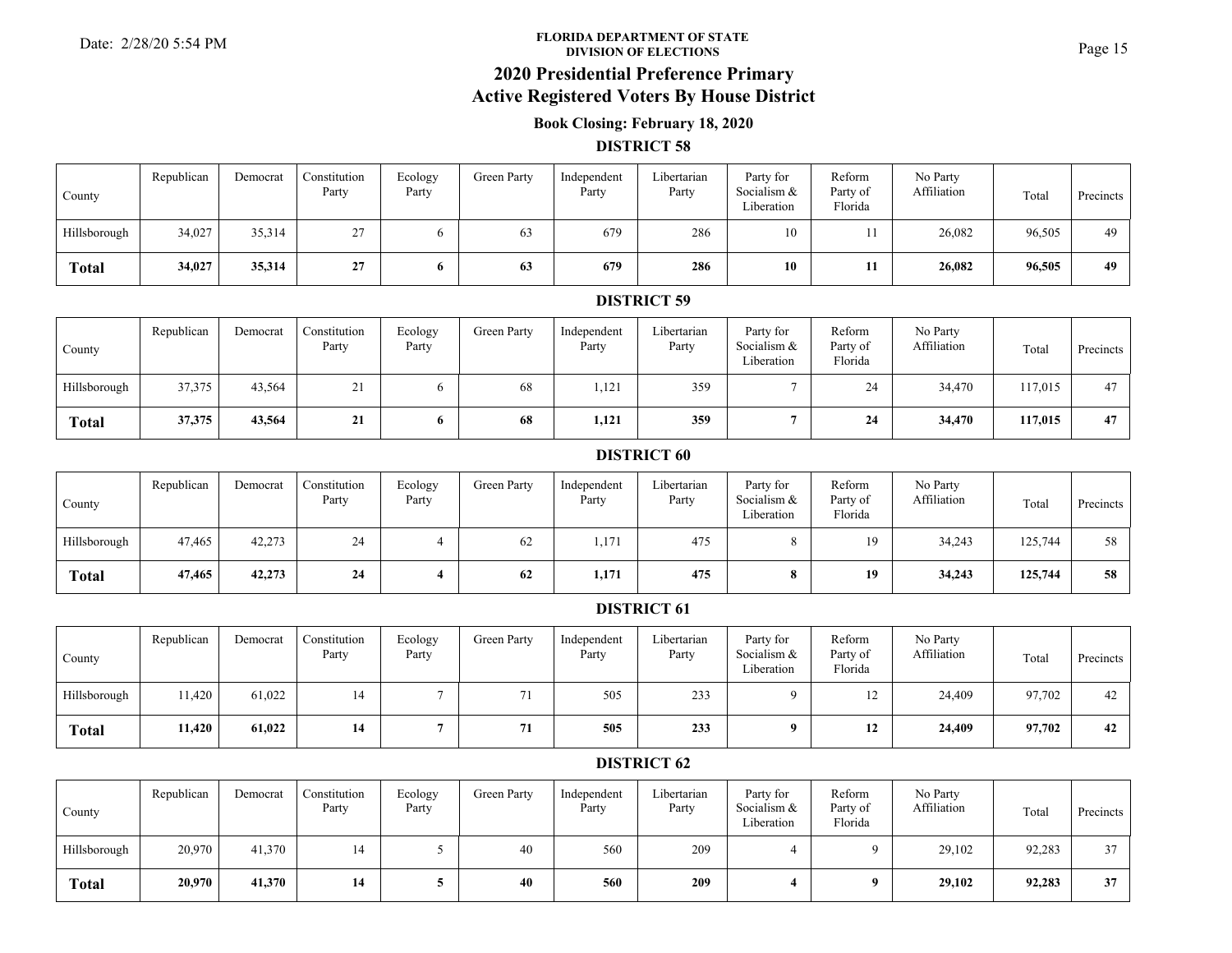**FLORIDA DEPARTMENT OF STATE**
**DIVISION OF ELECTIONS**

# 2020 Presidential Preference Primary
# Active Registered Voters By House District

### Book Closing: February 18, 2020

## DISTRICT 58

| County | Republican | Democrat | Constitution Party | Ecology Party | Green Party | Independent Party | Libertarian Party | Party for Socialism & Liberation | Reform Party of Florida | No Party Affiliation | Total | Precincts |
|---|---|---|---|---|---|---|---|---|---|---|---|---|
| Hillsborough | 34,027 | 35,314 | 27 | 6 | 63 | 679 | 286 | 10 | 11 | 26,082 | 96,505 | 49 |
| **Total** | **34,027** | **35,314** | **27** | **6** | **63** | **679** | **286** | **10** | **11** | **26,082** | **96,505** | **49** |

## DISTRICT 59

| County | Republican | Democrat | Constitution Party | Ecology Party | Green Party | Independent Party | Libertarian Party | Party for Socialism & Liberation | Reform Party of Florida | No Party Affiliation | Total | Precincts |
|---|---|---|---|---|---|---|---|---|---|---|---|---|
| Hillsborough | 37,375 | 43,564 | 21 | 6 | 68 | 1,121 | 359 | 7 | 24 | 34,470 | 117,015 | 47 |
| **Total** | **37,375** | **43,564** | **21** | **6** | **68** | **1,121** | **359** | **7** | **24** | **34,470** | **117,015** | **47** |

## DISTRICT 60

| County | Republican | Democrat | Constitution Party | Ecology Party | Green Party | Independent Party | Libertarian Party | Party for Socialism & Liberation | Reform Party of Florida | No Party Affiliation | Total | Precincts |
|---|---|---|---|---|---|---|---|---|---|---|---|---|
| Hillsborough | 47,465 | 42,273 | 24 | 4 | 62 | 1,171 | 475 | 8 | 19 | 34,243 | 125,744 | 58 |
| **Total** | **47,465** | **42,273** | **24** | **4** | **62** | **1,171** | **475** | **8** | **19** | **34,243** | **125,744** | **58** |

## DISTRICT 61

| County | Republican | Democrat | Constitution Party | Ecology Party | Green Party | Independent Party | Libertarian Party | Party for Socialism & Liberation | Reform Party of Florida | No Party Affiliation | Total | Precincts |
|---|---|---|---|---|---|---|---|---|---|---|---|---|
| Hillsborough | 11,420 | 61,022 | 14 | 7 | 71 | 505 | 233 | 9 | 12 | 24,409 | 97,702 | 42 |
| **Total** | **11,420** | **61,022** | **14** | **7** | **71** | **505** | **233** | **9** | **12** | **24,409** | **97,702** | **42** |

## DISTRICT 62

| County | Republican | Democrat | Constitution Party | Ecology Party | Green Party | Independent Party | Libertarian Party | Party for Socialism & Liberation | Reform Party of Florida | No Party Affiliation | Total | Precincts |
|---|---|---|---|---|---|---|---|---|---|---|---|---|
| Hillsborough | 20,970 | 41,370 | 14 | 5 | 40 | 560 | 209 | 4 | 9 | 29,102 | 92,283 | 37 |
| **Total** | **20,970** | **41,370** | **14** | **5** | **40** | **560** | **209** | **4** | **9** | **29,102** | **92,283** | **37** |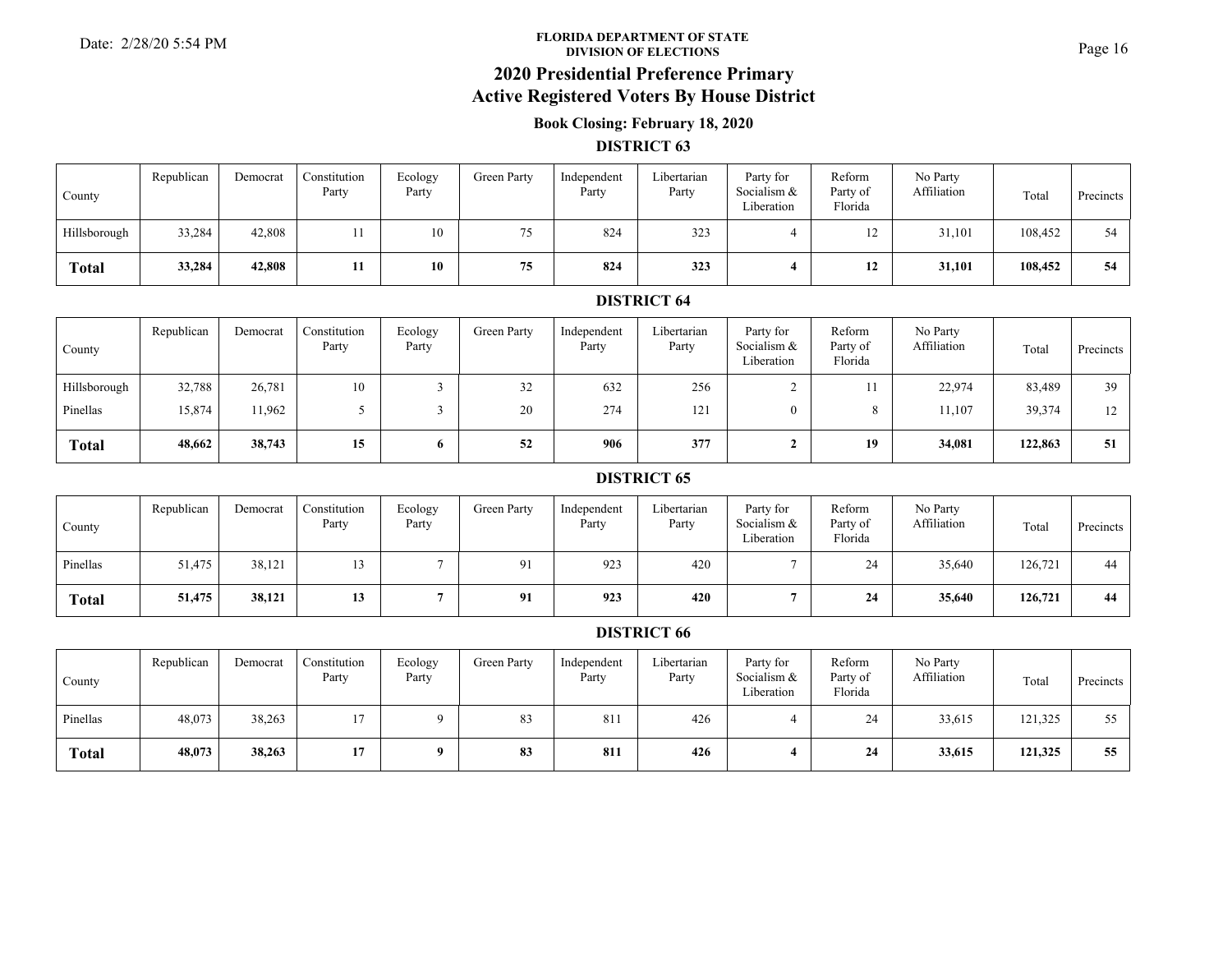# FLORIDA DEPARTMENT OF STATE
## DIVISION OF ELECTIONS

## 2020 Presidential Preference Primary
## Active Registered Voters By House District

### Book Closing: February 18, 2020

### DISTRICT 63

| County | Republican | Democrat | Constitution Party | Ecology Party | Green Party | Independent Party | Libertarian Party | Party for Socialism & Liberation | Reform Party of Florida | No Party Affiliation | Total | Precincts |
|---|---|---|---|---|---|---|---|---|---|---|---|---|
| Hillsborough | 33,284 | 42,808 | 11 | 10 | 75 | 824 | 323 | 4 | 12 | 31,101 | 108,452 | 54 |
| **Total** | **33,284** | **42,808** | **11** | **10** | **75** | **824** | **323** | **4** | **12** | **31,101** | **108,452** | **54** |

### DISTRICT 64

| County | Republican | Democrat | Constitution Party | Ecology Party | Green Party | Independent Party | Libertarian Party | Party for Socialism & Liberation | Reform Party of Florida | No Party Affiliation | Total | Precincts |
|---|---|---|---|---|---|---|---|---|---|---|---|---|
| Hillsborough | 32,788 | 26,781 | 10 | 3 | 32 | 632 | 256 | 2 | 11 | 22,974 | 83,489 | 39 |
| Pinellas | 15,874 | 11,962 | 5 | 3 | 20 | 274 | 121 | 0 | 8 | 11,107 | 39,374 | 12 |
| **Total** | **48,662** | **38,743** | **15** | **6** | **52** | **906** | **377** | **2** | **19** | **34,081** | **122,863** | **51** |

### DISTRICT 65

| County | Republican | Democrat | Constitution Party | Ecology Party | Green Party | Independent Party | Libertarian Party | Party for Socialism & Liberation | Reform Party of Florida | No Party Affiliation | Total | Precincts |
|---|---|---|---|---|---|---|---|---|---|---|---|---|
| Pinellas | 51,475 | 38,121 | 13 | 7 | 91 | 923 | 420 | 7 | 24 | 35,640 | 126,721 | 44 |
| **Total** | **51,475** | **38,121** | **13** | **7** | **91** | **923** | **420** | **7** | **24** | **35,640** | **126,721** | **44** |

### DISTRICT 66

| County | Republican | Democrat | Constitution Party | Ecology Party | Green Party | Independent Party | Libertarian Party | Party for Socialism & Liberation | Reform Party of Florida | No Party Affiliation | Total | Precincts |
|---|---|---|---|---|---|---|---|---|---|---|---|---|
| Pinellas | 48,073 | 38,263 | 17 | 9 | 83 | 811 | 426 | 4 | 24 | 33,615 | 121,325 | 55 |
| **Total** | **48,073** | **38,263** | **17** | **9** | **83** | **811** | **426** | **4** | **24** | **33,615** | **121,325** | **55** |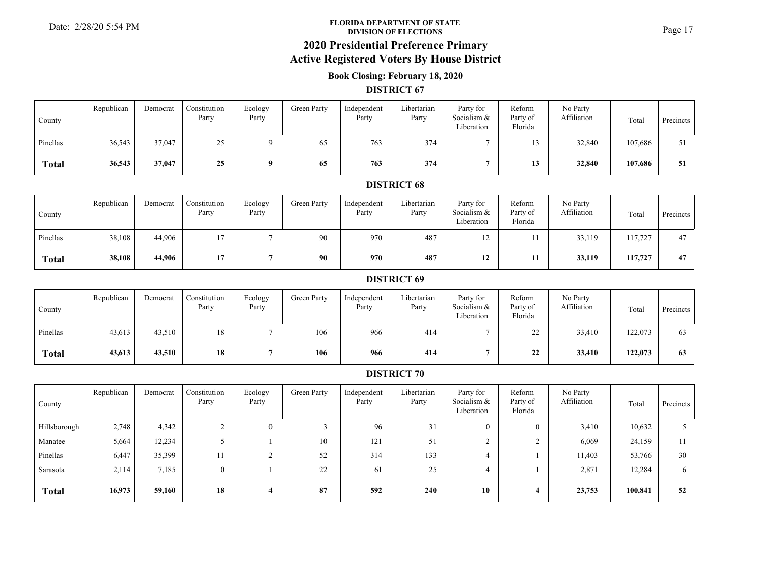FLORIDA DEPARTMENT OF STATE
DIVISION OF ELECTIONS

# 2020 Presidential Preference Primary
# Active Registered Voters By House District

### Book Closing: February 18, 2020

## DISTRICT 67

| County | Republican | Democrat | Constitution Party | Ecology Party | Green Party | Independent Party | Libertarian Party | Party for Socialism & Liberation | Reform Party of Florida | No Party Affiliation | Total | Precincts |
|---|---|---|---|---|---|---|---|---|---|---|---|---|
| Pinellas | 36,543 | 37,047 | 25 | 9 | 65 | 763 | 374 | 7 | 13 | 32,840 | 107,686 | 51 |
| **Total** | **36,543** | **37,047** | **25** | **9** | **65** | **763** | **374** | **7** | **13** | **32,840** | **107,686** | **51** |

## DISTRICT 68

| County | Republican | Democrat | Constitution Party | Ecology Party | Green Party | Independent Party | Libertarian Party | Party for Socialism & Liberation | Reform Party of Florida | No Party Affiliation | Total | Precincts |
|---|---|---|---|---|---|---|---|---|---|---|---|---|
| Pinellas | 38,108 | 44,906 | 17 | 7 | 90 | 970 | 487 | 12 | 11 | 33,119 | 117,727 | 47 |
| **Total** | **38,108** | **44,906** | **17** | **7** | **90** | **970** | **487** | **12** | **11** | **33,119** | **117,727** | **47** |

## DISTRICT 69

| County | Republican | Democrat | Constitution Party | Ecology Party | Green Party | Independent Party | Libertarian Party | Party for Socialism & Liberation | Reform Party of Florida | No Party Affiliation | Total | Precincts |
|---|---|---|---|---|---|---|---|---|---|---|---|---|
| Pinellas | 43,613 | 43,510 | 18 | 7 | 106 | 966 | 414 | 7 | 22 | 33,410 | 122,073 | 63 |
| **Total** | **43,613** | **43,510** | **18** | **7** | **106** | **966** | **414** | **7** | **22** | **33,410** | **122,073** | **63** |

## DISTRICT 70

| County | Republican | Democrat | Constitution Party | Ecology Party | Green Party | Independent Party | Libertarian Party | Party for Socialism & Liberation | Reform Party of Florida | No Party Affiliation | Total | Precincts |
|---|---|---|---|---|---|---|---|---|---|---|---|---|
| Hillsborough | 2,748 | 4,342 | 2 | 0 | 3 | 96 | 31 | 0 | 0 | 3,410 | 10,632 | 5 |
| Manatee | 5,664 | 12,234 | 5 | 1 | 10 | 121 | 51 | 2 | 2 | 6,069 | 24,159 | 11 |
| Pinellas | 6,447 | 35,399 | 11 | 2 | 52 | 314 | 133 | 4 | 1 | 11,403 | 53,766 | 30 |
| Sarasota | 2,114 | 7,185 | 0 | 1 | 22 | 61 | 25 | 4 | 1 | 2,871 | 12,284 | 6 |
| **Total** | **16,973** | **59,160** | **18** | **4** | **87** | **592** | **240** | **10** | **4** | **23,753** | **100,841** | **52** |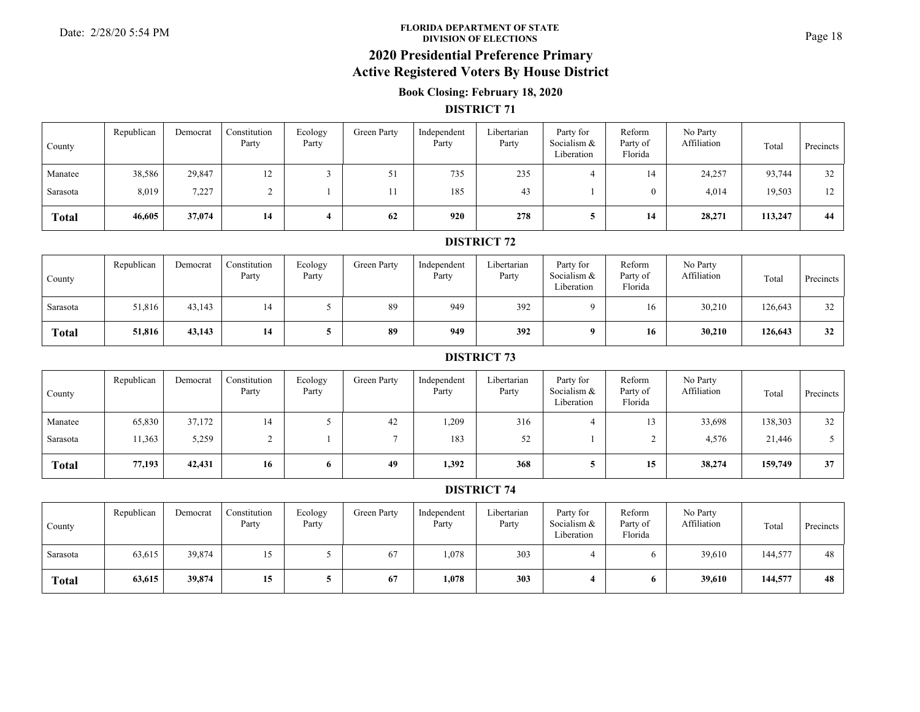**FLORIDA DEPARTMENT OF STATE**
**DIVISION OF ELECTIONS**

Date: 2/28/20 5:54 PM

# 2020 Presidential Preference Primary
# Active Registered Voters By House District

### Book Closing: February 18, 2020

## DISTRICT 71

| County | Republican | Democrat | Constitution Party | Ecology Party | Green Party | Independent Party | Libertarian Party | Party for Socialism & Liberation | Reform Party of Florida | No Party Affiliation | Total | Precincts |
|---|---|---|---|---|---|---|---|---|---|---|---|---|
| Manatee | 38,586 | 29,847 | 12 | 3 | 51 | 735 | 235 | 4 | 14 | 24,257 | 93,744 | 32 |
| Sarasota | 8,019 | 7,227 | 2 | 1 | 11 | 185 | 43 | 1 | 0 | 4,014 | 19,503 | 12 |
| **Total** | **46,605** | **37,074** | **14** | **4** | **62** | **920** | **278** | **5** | **14** | **28,271** | **113,247** | **44** |

## DISTRICT 72

| County | Republican | Democrat | Constitution Party | Ecology Party | Green Party | Independent Party | Libertarian Party | Party for Socialism & Liberation | Reform Party of Florida | No Party Affiliation | Total | Precincts |
|---|---|---|---|---|---|---|---|---|---|---|---|---|
| Sarasota | 51,816 | 43,143 | 14 | 5 | 89 | 949 | 392 | 9 | 16 | 30,210 | 126,643 | 32 |
| **Total** | **51,816** | **43,143** | **14** | **5** | **89** | **949** | **392** | **9** | **16** | **30,210** | **126,643** | **32** |

## DISTRICT 73

| County | Republican | Democrat | Constitution Party | Ecology Party | Green Party | Independent Party | Libertarian Party | Party for Socialism & Liberation | Reform Party of Florida | No Party Affiliation | Total | Precincts |
|---|---|---|---|---|---|---|---|---|---|---|---|---|
| Manatee | 65,830 | 37,172 | 14 | 5 | 42 | 1,209 | 316 | 4 | 13 | 33,698 | 138,303 | 32 |
| Sarasota | 11,363 | 5,259 | 2 | 1 | 7 | 183 | 52 | 1 | 2 | 4,576 | 21,446 | 5 |
| **Total** | **77,193** | **42,431** | **16** | **6** | **49** | **1,392** | **368** | **5** | **15** | **38,274** | **159,749** | **37** |

## DISTRICT 74

| County | Republican | Democrat | Constitution Party | Ecology Party | Green Party | Independent Party | Libertarian Party | Party for Socialism & Liberation | Reform Party of Florida | No Party Affiliation | Total | Precincts |
|---|---|---|---|---|---|---|---|---|---|---|---|---|
| Sarasota | 63,615 | 39,874 | 15 | 5 | 67 | 1,078 | 303 | 4 | 6 | 39,610 | 144,577 | 48 |
| **Total** | **63,615** | **39,874** | **15** | **5** | **67** | **1,078** | **303** | **4** | **6** | **39,610** | **144,577** | **48** |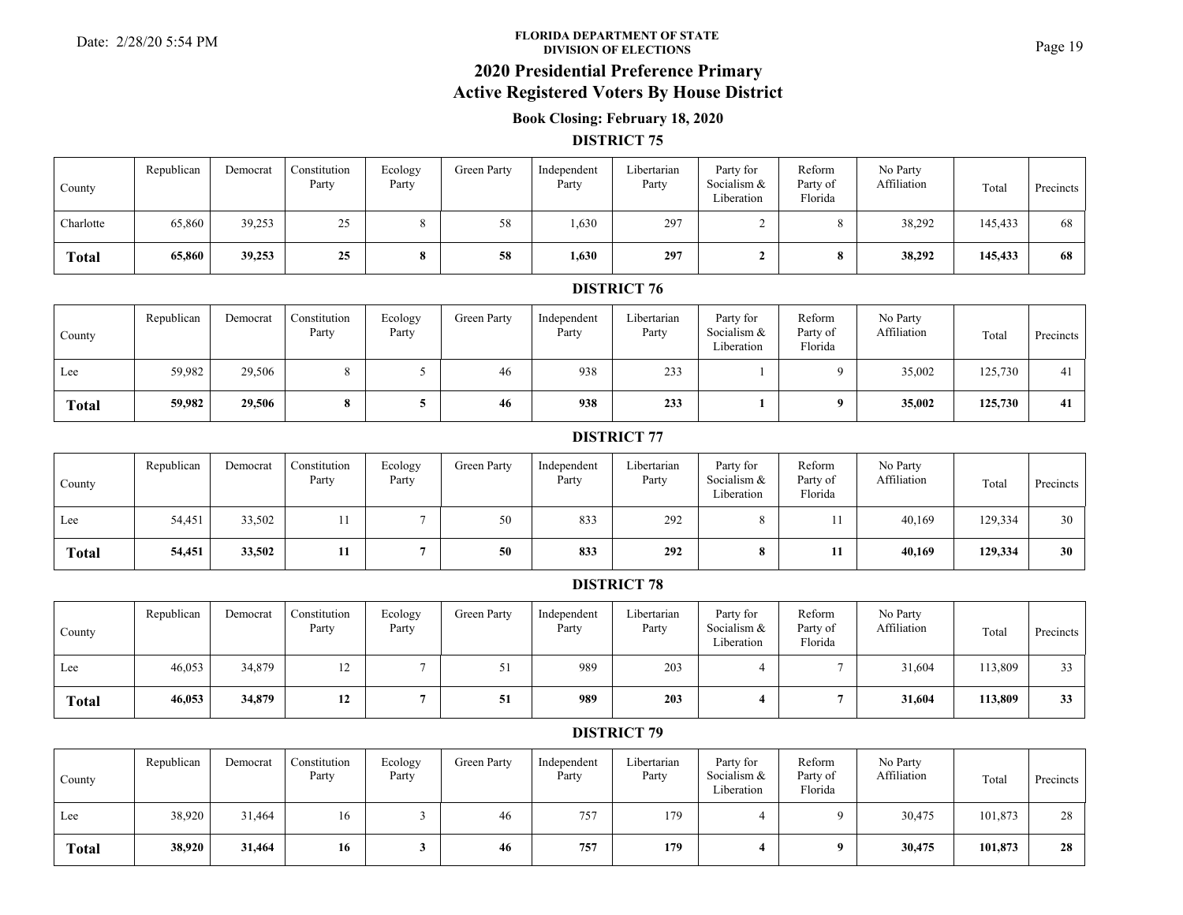Date: 2/28/20 5:54 PM

**FLORIDA DEPARTMENT OF STATE**
**DIVISION OF ELECTIONS**

# 2020 Presidential Preference Primary
# Active Registered Voters By House District

### Book Closing: February 18, 2020

## DISTRICT 75

| County | Republican | Democrat | Constitution Party | Ecology Party | Green Party | Independent Party | Libertarian Party | Party for Socialism & Liberation | Reform Party of Florida | No Party Affiliation | Total | Precincts |
|---|---|---|---|---|---|---|---|---|---|---|---|---|
| Charlotte | 65,860 | 39,253 | 25 | 8 | 58 | 1,630 | 297 | 2 | 8 | 38,292 | 145,433 | 68 |
| **Total** | **65,860** | **39,253** | **25** | **8** | **58** | **1,630** | **297** | **2** | **8** | **38,292** | **145,433** | **68** |

## DISTRICT 76

| County | Republican | Democrat | Constitution Party | Ecology Party | Green Party | Independent Party | Libertarian Party | Party for Socialism & Liberation | Reform Party of Florida | No Party Affiliation | Total | Precincts |
|---|---|---|---|---|---|---|---|---|---|---|---|---|
| Lee | 59,982 | 29,506 | 8 | 5 | 46 | 938 | 233 | 1 | 9 | 35,002 | 125,730 | 41 |
| **Total** | **59,982** | **29,506** | **8** | **5** | **46** | **938** | **233** | **1** | **9** | **35,002** | **125,730** | **41** |

## DISTRICT 77

| County | Republican | Democrat | Constitution Party | Ecology Party | Green Party | Independent Party | Libertarian Party | Party for Socialism & Liberation | Reform Party of Florida | No Party Affiliation | Total | Precincts |
|---|---|---|---|---|---|---|---|---|---|---|---|---|
| Lee | 54,451 | 33,502 | 11 | 7 | 50 | 833 | 292 | 8 | 11 | 40,169 | 129,334 | 30 |
| **Total** | **54,451** | **33,502** | **11** | **7** | **50** | **833** | **292** | **8** | **11** | **40,169** | **129,334** | **30** |

## DISTRICT 78

| County | Republican | Democrat | Constitution Party | Ecology Party | Green Party | Independent Party | Libertarian Party | Party for Socialism & Liberation | Reform Party of Florida | No Party Affiliation | Total | Precincts |
|---|---|---|---|---|---|---|---|---|---|---|---|---|
| Lee | 46,053 | 34,879 | 12 | 7 | 51 | 989 | 203 | 4 | 7 | 31,604 | 113,809 | 33 |
| **Total** | **46,053** | **34,879** | **12** | **7** | **51** | **989** | **203** | **4** | **7** | **31,604** | **113,809** | **33** |

## DISTRICT 79

| County | Republican | Democrat | Constitution Party | Ecology Party | Green Party | Independent Party | Libertarian Party | Party for Socialism & Liberation | Reform Party of Florida | No Party Affiliation | Total | Precincts |
|---|---|---|---|---|---|---|---|---|---|---|---|---|
| Lee | 38,920 | 31,464 | 16 | 3 | 46 | 757 | 179 | 4 | 9 | 30,475 | 101,873 | 28 |
| **Total** | **38,920** | **31,464** | **16** | **3** | **46** | **757** | **179** | **4** | **9** | **30,475** | **101,873** | **28** |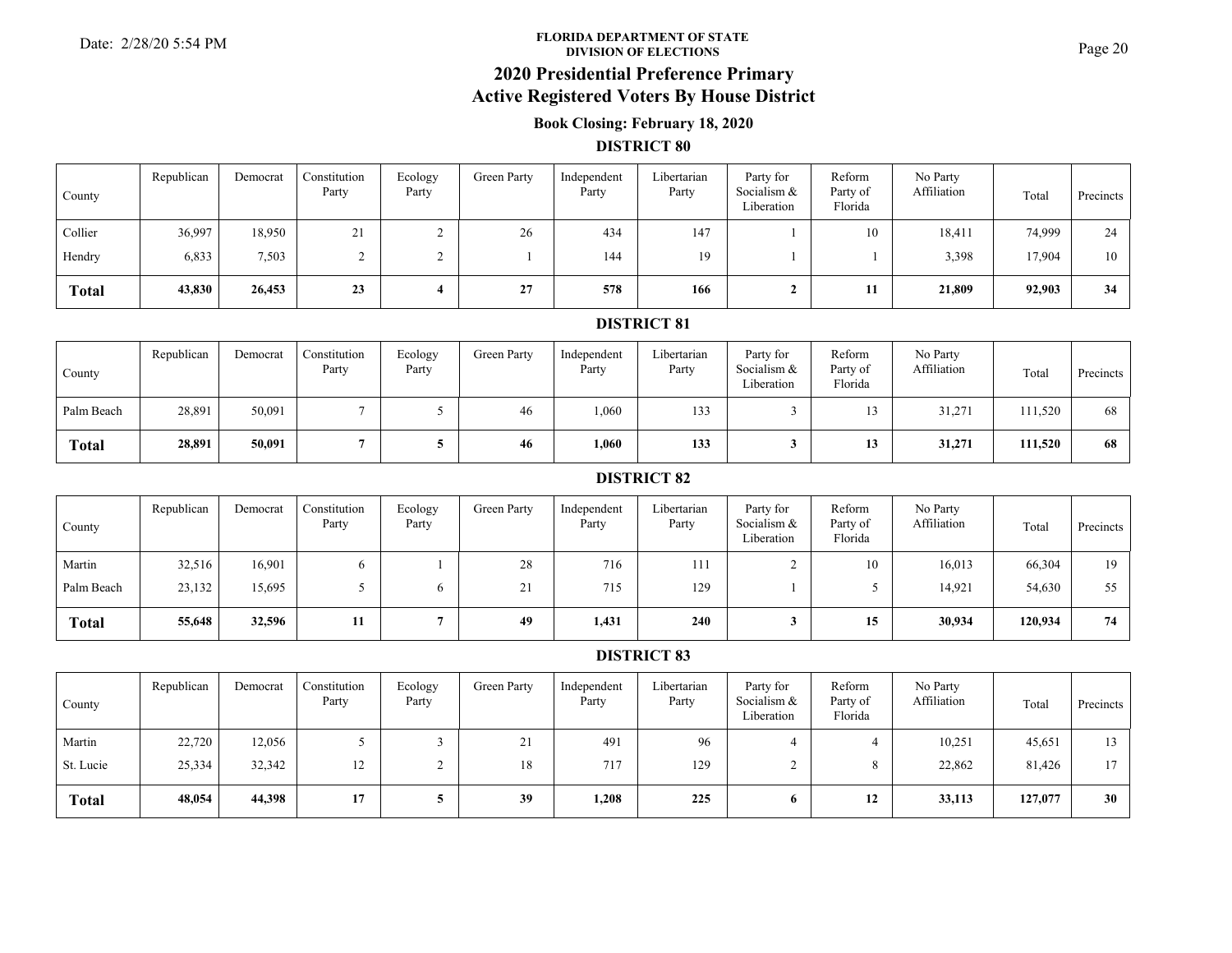Date: 2/28/20 5:54 PM

**FLORIDA DEPARTMENT OF STATE**
**DIVISION OF ELECTIONS**

# 2020 Presidential Preference Primary
# Active Registered Voters By House District

### Book Closing: February 18, 2020

## DISTRICT 80

| County | Republican | Democrat | Constitution Party | Ecology Party | Green Party | Independent Party | Libertarian Party | Party for Socialism & Liberation | Reform Party of Florida | No Party Affiliation | Total | Precincts |
|---|---|---|---|---|---|---|---|---|---|---|---|---|
| Collier | 36,997 | 18,950 | 21 | 2 | 26 | 434 | 147 | 1 | 10 | 18,411 | 74,999 | 24 |
| Hendry | 6,833 | 7,503 | 2 | 2 | 1 | 144 | 19 | 1 | 1 | 3,398 | 17,904 | 10 |
| **Total** | **43,830** | **26,453** | **23** | **4** | **27** | **578** | **166** | **2** | **11** | **21,809** | **92,903** | **34** |

## DISTRICT 81

| County | Republican | Democrat | Constitution Party | Ecology Party | Green Party | Independent Party | Libertarian Party | Party for Socialism & Liberation | Reform Party of Florida | No Party Affiliation | Total | Precincts |
|---|---|---|---|---|---|---|---|---|---|---|---|---|
| Palm Beach | 28,891 | 50,091 | 7 | 5 | 46 | 1,060 | 133 | 3 | 13 | 31,271 | 111,520 | 68 |
| **Total** | **28,891** | **50,091** | **7** | **5** | **46** | **1,060** | **133** | **3** | **13** | **31,271** | **111,520** | **68** |

## DISTRICT 82

| County | Republican | Democrat | Constitution Party | Ecology Party | Green Party | Independent Party | Libertarian Party | Party for Socialism & Liberation | Reform Party of Florida | No Party Affiliation | Total | Precincts |
|---|---|---|---|---|---|---|---|---|---|---|---|---|
| Martin | 32,516 | 16,901 | 6 | 1 | 28 | 716 | 111 | 2 | 10 | 16,013 | 66,304 | 19 |
| Palm Beach | 23,132 | 15,695 | 5 | 6 | 21 | 715 | 129 | 1 | 5 | 14,921 | 54,630 | 55 |
| **Total** | **55,648** | **32,596** | **11** | **7** | **49** | **1,431** | **240** | **3** | **15** | **30,934** | **120,934** | **74** |

## DISTRICT 83

| County | Republican | Democrat | Constitution Party | Ecology Party | Green Party | Independent Party | Libertarian Party | Party for Socialism & Liberation | Reform Party of Florida | No Party Affiliation | Total | Precincts |
|---|---|---|---|---|---|---|---|---|---|---|---|---|
| Martin | 22,720 | 12,056 | 5 | 3 | 21 | 491 | 96 | 4 | 4 | 10,251 | 45,651 | 13 |
| St. Lucie | 25,334 | 32,342 | 12 | 2 | 18 | 717 | 129 | 2 | 8 | 22,862 | 81,426 | 17 |
| **Total** | **48,054** | **44,398** | **17** | **5** | **39** | **1,208** | **225** | **6** | **12** | **33,113** | **127,077** | **30** |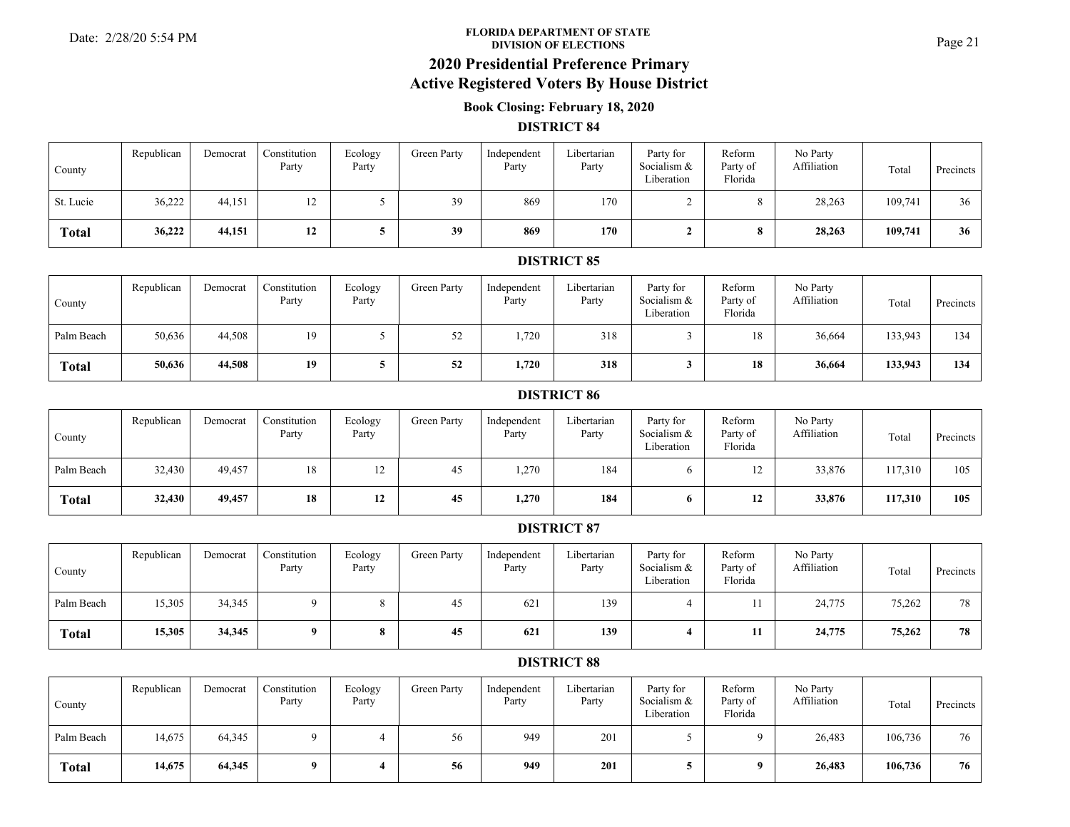FLORIDA DEPARTMENT OF STATE
DIVISION OF ELECTIONS

# 2020 Presidential Preference Primary
# Active Registered Voters By House District

### Book Closing: February 18, 2020

### DISTRICT 84

| County | Republican | Democrat | Constitution Party | Ecology Party | Green Party | Independent Party | Libertarian Party | Party for Socialism & Liberation | Reform Party of Florida | No Party Affiliation | Total | Precincts |
|---|---|---|---|---|---|---|---|---|---|---|---|---|
| St. Lucie | 36,222 | 44,151 | 12 | 5 | 39 | 869 | 170 | 2 | 8 | 28,263 | 109,741 | 36 |
| **Total** | **36,222** | **44,151** | **12** | **5** | **39** | **869** | **170** | **2** | **8** | **28,263** | **109,741** | **36** |

### DISTRICT 85

| County | Republican | Democrat | Constitution Party | Ecology Party | Green Party | Independent Party | Libertarian Party | Party for Socialism & Liberation | Reform Party of Florida | No Party Affiliation | Total | Precincts |
|---|---|---|---|---|---|---|---|---|---|---|---|---|
| Palm Beach | 50,636 | 44,508 | 19 | 5 | 52 | 1,720 | 318 | 3 | 18 | 36,664 | 133,943 | 134 |
| **Total** | **50,636** | **44,508** | **19** | **5** | **52** | **1,720** | **318** | **3** | **18** | **36,664** | **133,943** | **134** |

### DISTRICT 86

| County | Republican | Democrat | Constitution Party | Ecology Party | Green Party | Independent Party | Libertarian Party | Party for Socialism & Liberation | Reform Party of Florida | No Party Affiliation | Total | Precincts |
|---|---|---|---|---|---|---|---|---|---|---|---|---|
| Palm Beach | 32,430 | 49,457 | 18 | 12 | 45 | 1,270 | 184 | 6 | 12 | 33,876 | 117,310 | 105 |
| **Total** | **32,430** | **49,457** | **18** | **12** | **45** | **1,270** | **184** | **6** | **12** | **33,876** | **117,310** | **105** |

### DISTRICT 87

| County | Republican | Democrat | Constitution Party | Ecology Party | Green Party | Independent Party | Libertarian Party | Party for Socialism & Liberation | Reform Party of Florida | No Party Affiliation | Total | Precincts |
|---|---|---|---|---|---|---|---|---|---|---|---|---|
| Palm Beach | 15,305 | 34,345 | 9 | 8 | 45 | 621 | 139 | 4 | 11 | 24,775 | 75,262 | 78 |
| **Total** | **15,305** | **34,345** | **9** | **8** | **45** | **621** | **139** | **4** | **11** | **24,775** | **75,262** | **78** |

### DISTRICT 88

| County | Republican | Democrat | Constitution Party | Ecology Party | Green Party | Independent Party | Libertarian Party | Party for Socialism & Liberation | Reform Party of Florida | No Party Affiliation | Total | Precincts |
|---|---|---|---|---|---|---|---|---|---|---|---|---|
| Palm Beach | 14,675 | 64,345 | 9 | 4 | 56 | 949 | 201 | 5 | 9 | 26,483 | 106,736 | 76 |
| **Total** | **14,675** | **64,345** | **9** | **4** | **56** | **949** | **201** | **5** | **9** | **26,483** | **106,736** | **76** |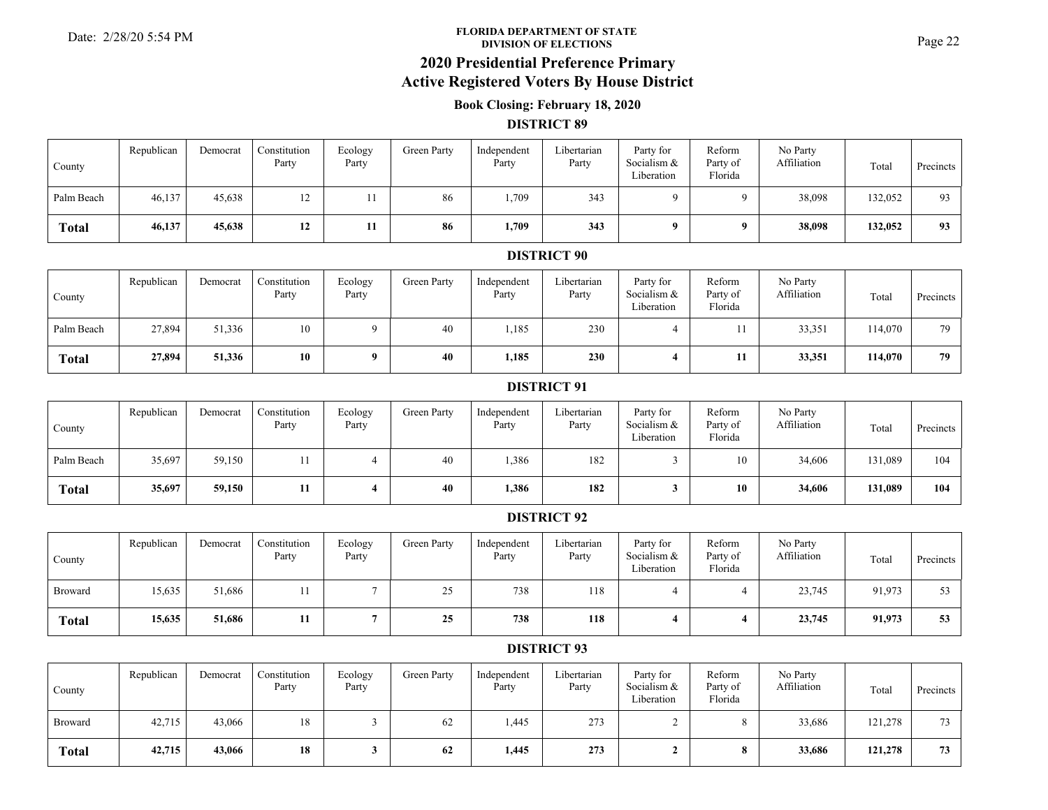Date: 2/28/20 5:54 PM

**FLORIDA DEPARTMENT OF STATE**
**DIVISION OF ELECTIONS**

# 2020 Presidential Preference Primary
# Active Registered Voters By House District

### Book Closing: February 18, 2020

### DISTRICT 89

| County | Republican | Democrat | Constitution Party | Ecology Party | Green Party | Independent Party | Libertarian Party | Party for Socialism & Liberation | Reform Party of Florida | No Party Affiliation | Total | Precincts |
|---|---|---|---|---|---|---|---|---|---|---|---|---|
| Palm Beach | 46,137 | 45,638 | 12 | 11 | 86 | 1,709 | 343 | 9 | 9 | 38,098 | 132,052 | 93 |
| **Total** | **46,137** | **45,638** | **12** | **11** | **86** | **1,709** | **343** | **9** | **9** | **38,098** | **132,052** | **93** |

### DISTRICT 90

| County | Republican | Democrat | Constitution Party | Ecology Party | Green Party | Independent Party | Libertarian Party | Party for Socialism & Liberation | Reform Party of Florida | No Party Affiliation | Total | Precincts |
|---|---|---|---|---|---|---|---|---|---|---|---|---|
| Palm Beach | 27,894 | 51,336 | 10 | 9 | 40 | 1,185 | 230 | 4 | 11 | 33,351 | 114,070 | 79 |
| **Total** | **27,894** | **51,336** | **10** | **9** | **40** | **1,185** | **230** | **4** | **11** | **33,351** | **114,070** | **79** |

### DISTRICT 91

| County | Republican | Democrat | Constitution Party | Ecology Party | Green Party | Independent Party | Libertarian Party | Party for Socialism & Liberation | Reform Party of Florida | No Party Affiliation | Total | Precincts |
|---|---|---|---|---|---|---|---|---|---|---|---|---|
| Palm Beach | 35,697 | 59,150 | 11 | 4 | 40 | 1,386 | 182 | 3 | 10 | 34,606 | 131,089 | 104 |
| **Total** | **35,697** | **59,150** | **11** | **4** | **40** | **1,386** | **182** | **3** | **10** | **34,606** | **131,089** | **104** |

### DISTRICT 92

| County | Republican | Democrat | Constitution Party | Ecology Party | Green Party | Independent Party | Libertarian Party | Party for Socialism & Liberation | Reform Party of Florida | No Party Affiliation | Total | Precincts |
|---|---|---|---|---|---|---|---|---|---|---|---|---|
| Broward | 15,635 | 51,686 | 11 | 7 | 25 | 738 | 118 | 4 | 4 | 23,745 | 91,973 | 53 |
| **Total** | **15,635** | **51,686** | **11** | **7** | **25** | **738** | **118** | **4** | **4** | **23,745** | **91,973** | **53** |

### DISTRICT 93

| County | Republican | Democrat | Constitution Party | Ecology Party | Green Party | Independent Party | Libertarian Party | Party for Socialism & Liberation | Reform Party of Florida | No Party Affiliation | Total | Precincts |
|---|---|---|---|---|---|---|---|---|---|---|---|---|
| Broward | 42,715 | 43,066 | 18 | 3 | 62 | 1,445 | 273 | 2 | 8 | 33,686 | 121,278 | 73 |
| **Total** | **42,715** | **43,066** | **18** | **3** | **62** | **1,445** | **273** | **2** | **8** | **33,686** | **121,278** | **73** |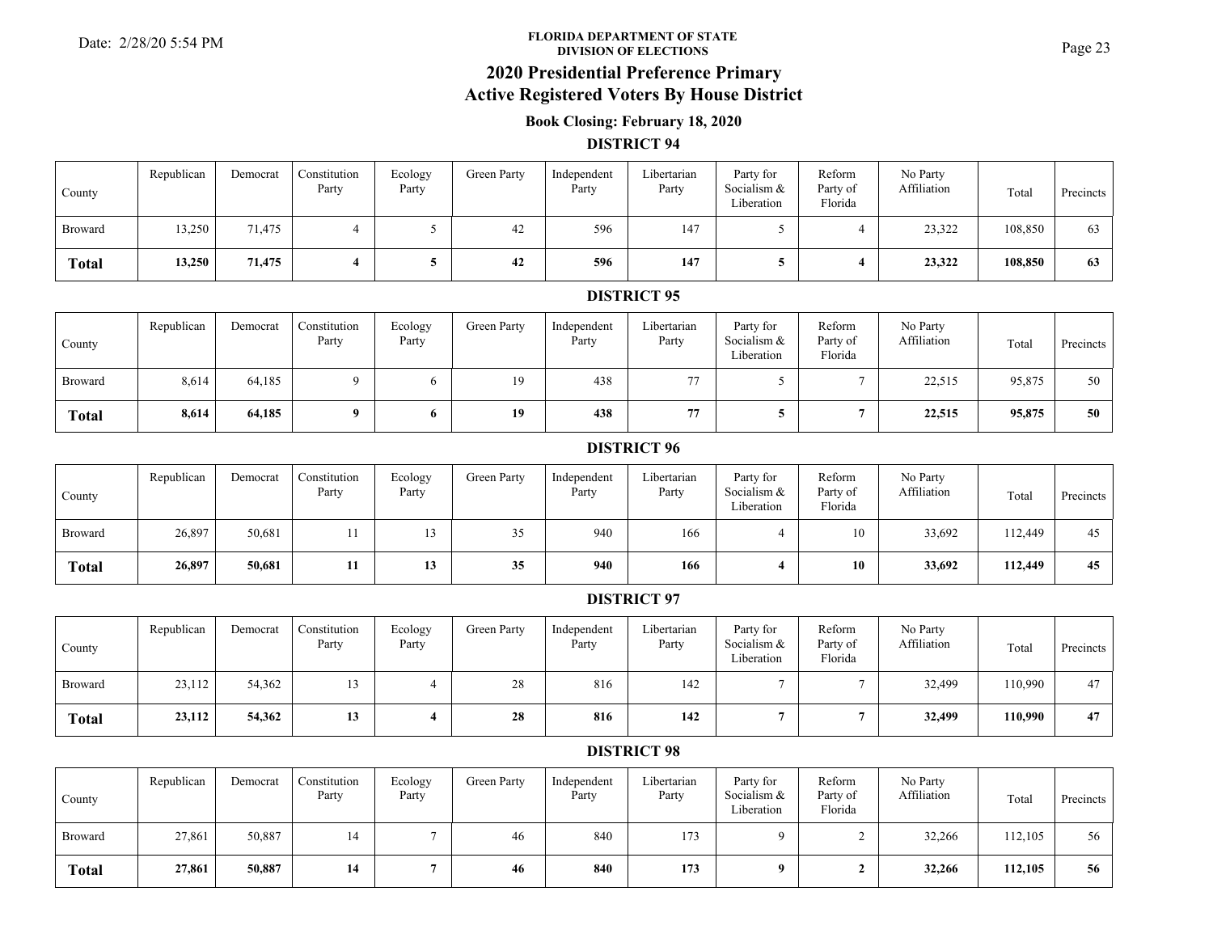FLORIDA DEPARTMENT OF STATE
DIVISION OF ELECTIONS

# 2020 Presidential Preference Primary
# Active Registered Voters By House District

### Book Closing: February 18, 2020

## DISTRICT 94

| County | Republican | Democrat | Constitution Party | Ecology Party | Green Party | Independent Party | Libertarian Party | Party for Socialism & Liberation | Reform Party of Florida | No Party Affiliation | Total | Precincts |
|---|---|---|---|---|---|---|---|---|---|---|---|---|
| Broward | 13,250 | 71,475 | 4 | 5 | 42 | 596 | 147 | 5 | 4 | 23,322 | 108,850 | 63 |
| **Total** | **13,250** | **71,475** | **4** | **5** | **42** | **596** | **147** | **5** | **4** | **23,322** | **108,850** | **63** |

## DISTRICT 95

| County | Republican | Democrat | Constitution Party | Ecology Party | Green Party | Independent Party | Libertarian Party | Party for Socialism & Liberation | Reform Party of Florida | No Party Affiliation | Total | Precincts |
|---|---|---|---|---|---|---|---|---|---|---|---|---|
| Broward | 8,614 | 64,185 | 9 | 6 | 19 | 438 | 77 | 5 | 7 | 22,515 | 95,875 | 50 |
| **Total** | **8,614** | **64,185** | **9** | **6** | **19** | **438** | **77** | **5** | **7** | **22,515** | **95,875** | **50** |

## DISTRICT 96

| County | Republican | Democrat | Constitution Party | Ecology Party | Green Party | Independent Party | Libertarian Party | Party for Socialism & Liberation | Reform Party of Florida | No Party Affiliation | Total | Precincts |
|---|---|---|---|---|---|---|---|---|---|---|---|---|
| Broward | 26,897 | 50,681 | 11 | 13 | 35 | 940 | 166 | 4 | 10 | 33,692 | 112,449 | 45 |
| **Total** | **26,897** | **50,681** | **11** | **13** | **35** | **940** | **166** | **4** | **10** | **33,692** | **112,449** | **45** |

## DISTRICT 97

| County | Republican | Democrat | Constitution Party | Ecology Party | Green Party | Independent Party | Libertarian Party | Party for Socialism & Liberation | Reform Party of Florida | No Party Affiliation | Total | Precincts |
|---|---|---|---|---|---|---|---|---|---|---|---|---|
| Broward | 23,112 | 54,362 | 13 | 4 | 28 | 816 | 142 | 7 | 7 | 32,499 | 110,990 | 47 |
| **Total** | **23,112** | **54,362** | **13** | **4** | **28** | **816** | **142** | **7** | **7** | **32,499** | **110,990** | **47** |

## DISTRICT 98

| County | Republican | Democrat | Constitution Party | Ecology Party | Green Party | Independent Party | Libertarian Party | Party for Socialism & Liberation | Reform Party of Florida | No Party Affiliation | Total | Precincts |
|---|---|---|---|---|---|---|---|---|---|---|---|---|
| Broward | 27,861 | 50,887 | 14 | 7 | 46 | 840 | 173 | 9 | 2 | 32,266 | 112,105 | 56 |
| **Total** | **27,861** | **50,887** | **14** | **7** | **46** | **840** | **173** | **9** | **2** | **32,266** | **112,105** | **56** |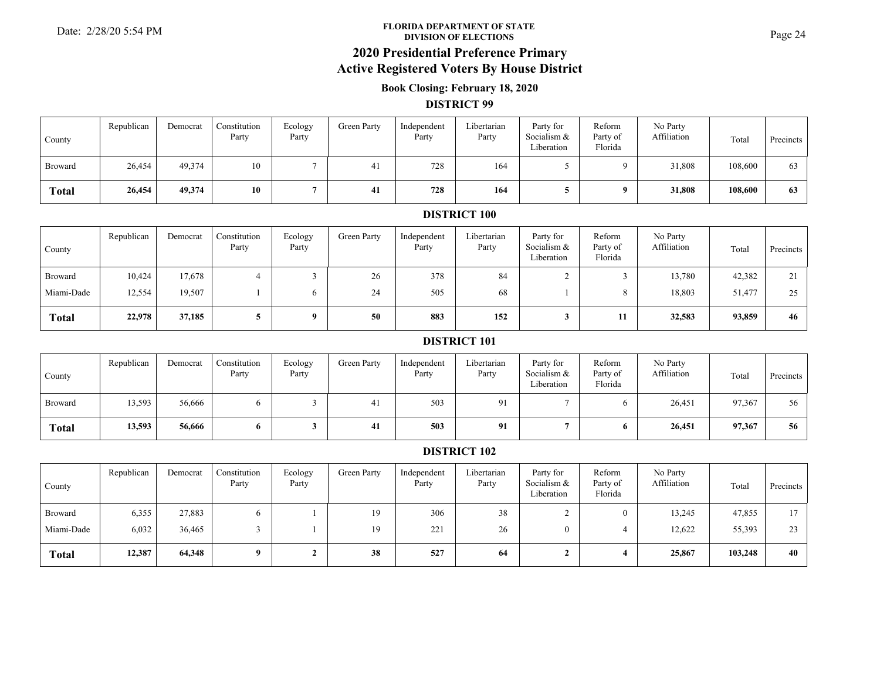FLORIDA DEPARTMENT OF STATE
DIVISION OF ELECTIONS

# 2020 Presidential Preference Primary
# Active Registered Voters By House District

### Book Closing: February 18, 2020

## DISTRICT 99

| County | Republican | Democrat | Constitution Party | Ecology Party | Green Party | Independent Party | Libertarian Party | Party for Socialism & Liberation | Reform Party of Florida | No Party Affiliation | Total | Precincts |
|---|---|---|---|---|---|---|---|---|---|---|---|---|
| Broward | 26,454 | 49,374 | 10 | 7 | 41 | 728 | 164 | 5 | 9 | 31,808 | 108,600 | 63 |
| **Total** | **26,454** | **49,374** | **10** | **7** | **41** | **728** | **164** | **5** | **9** | **31,808** | **108,600** | **63** |

## DISTRICT 100

| County | Republican | Democrat | Constitution Party | Ecology Party | Green Party | Independent Party | Libertarian Party | Party for Socialism & Liberation | Reform Party of Florida | No Party Affiliation | Total | Precincts |
|---|---|---|---|---|---|---|---|---|---|---|---|---|
| Broward | 10,424 | 17,678 | 4 | 3 | 26 | 378 | 84 | 2 | 3 | 13,780 | 42,382 | 21 |
| Miami-Dade | 12,554 | 19,507 | 1 | 6 | 24 | 505 | 68 | 1 | 8 | 18,803 | 51,477 | 25 |
| **Total** | **22,978** | **37,185** | **5** | **9** | **50** | **883** | **152** | **3** | **11** | **32,583** | **93,859** | **46** |

## DISTRICT 101

| County | Republican | Democrat | Constitution Party | Ecology Party | Green Party | Independent Party | Libertarian Party | Party for Socialism & Liberation | Reform Party of Florida | No Party Affiliation | Total | Precincts |
|---|---|---|---|---|---|---|---|---|---|---|---|---|
| Broward | 13,593 | 56,666 | 6 | 3 | 41 | 503 | 91 | 7 | 6 | 26,451 | 97,367 | 56 |
| **Total** | **13,593** | **56,666** | **6** | **3** | **41** | **503** | **91** | **7** | **6** | **26,451** | **97,367** | **56** |

## DISTRICT 102

| County | Republican | Democrat | Constitution Party | Ecology Party | Green Party | Independent Party | Libertarian Party | Party for Socialism & Liberation | Reform Party of Florida | No Party Affiliation | Total | Precincts |
|---|---|---|---|---|---|---|---|---|---|---|---|---|
| Broward | 6,355 | 27,883 | 6 | 1 | 19 | 306 | 38 | 2 | 0 | 13,245 | 47,855 | 17 |
| Miami-Dade | 6,032 | 36,465 | 3 | 1 | 19 | 221 | 26 | 0 | 4 | 12,622 | 55,393 | 23 |
| **Total** | **12,387** | **64,348** | **9** | **2** | **38** | **527** | **64** | **2** | **4** | **25,867** | **103,248** | **40** |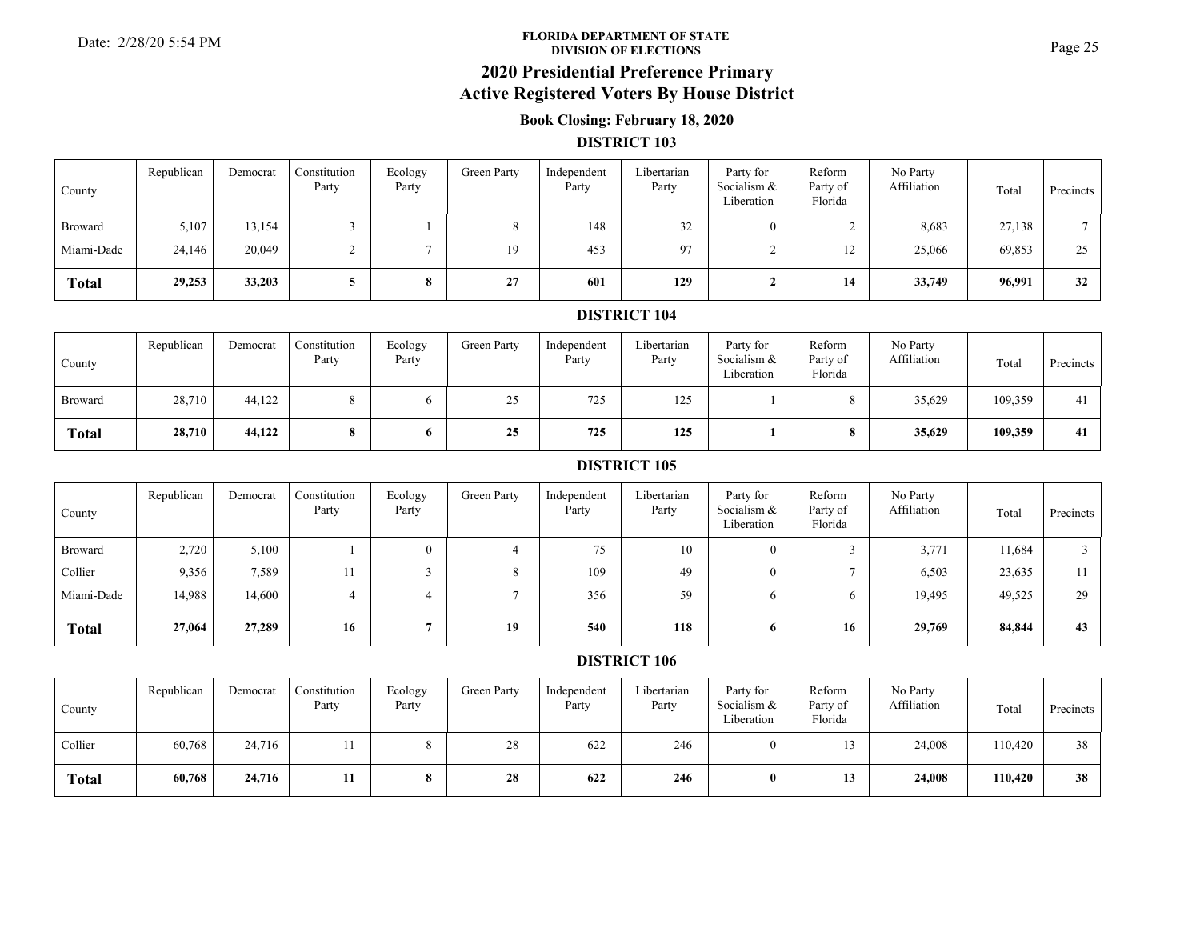**FLORIDA DEPARTMENT OF STATE**
**DIVISION OF ELECTIONS**

Date: 2/28/20 5:54 PM

# 2020 Presidential Preference Primary
# Active Registered Voters By House District

### Book Closing: February 18, 2020

### DISTRICT 103

| County | Republican | Democrat | Constitution Party | Ecology Party | Green Party | Independent Party | Libertarian Party | Party for Socialism & Liberation | Reform Party of Florida | No Party Affiliation | Total | Precincts |
|---|---|---|---|---|---|---|---|---|---|---|---|---|
| Broward | 5,107 | 13,154 | 3 | 1 | 8 | 148 | 32 | 0 | 2 | 8,683 | 27,138 | 7 |
| Miami-Dade | 24,146 | 20,049 | 2 | 7 | 19 | 453 | 97 | 2 | 12 | 25,066 | 69,853 | 25 |
| **Total** | **29,253** | **33,203** | **5** | **8** | **27** | **601** | **129** | **2** | **14** | **33,749** | **96,991** | **32** |

### DISTRICT 104

| County | Republican | Democrat | Constitution Party | Ecology Party | Green Party | Independent Party | Libertarian Party | Party for Socialism & Liberation | Reform Party of Florida | No Party Affiliation | Total | Precincts |
|---|---|---|---|---|---|---|---|---|---|---|---|---|
| Broward | 28,710 | 44,122 | 8 | 6 | 25 | 725 | 125 | 1 | 8 | 35,629 | 109,359 | 41 |
| **Total** | **28,710** | **44,122** | **8** | **6** | **25** | **725** | **125** | **1** | **8** | **35,629** | **109,359** | **41** |

### DISTRICT 105

| County | Republican | Democrat | Constitution Party | Ecology Party | Green Party | Independent Party | Libertarian Party | Party for Socialism & Liberation | Reform Party of Florida | No Party Affiliation | Total | Precincts |
|---|---|---|---|---|---|---|---|---|---|---|---|---|
| Broward | 2,720 | 5,100 | 1 | 0 | 4 | 75 | 10 | 0 | 3 | 3,771 | 11,684 | 3 |
| Collier | 9,356 | 7,589 | 11 | 3 | 8 | 109 | 49 | 0 | 7 | 6,503 | 23,635 | 11 |
| Miami-Dade | 14,988 | 14,600 | 4 | 4 | 7 | 356 | 59 | 6 | 6 | 19,495 | 49,525 | 29 |
| **Total** | **27,064** | **27,289** | **16** | **7** | **19** | **540** | **118** | **6** | **16** | **29,769** | **84,844** | **43** |

### DISTRICT 106

| County | Republican | Democrat | Constitution Party | Ecology Party | Green Party | Independent Party | Libertarian Party | Party for Socialism & Liberation | Reform Party of Florida | No Party Affiliation | Total | Precincts |
|---|---|---|---|---|---|---|---|---|---|---|---|---|
| Collier | 60,768 | 24,716 | 11 | 8 | 28 | 622 | 246 | 0 | 13 | 24,008 | 110,420 | 38 |
| **Total** | **60,768** | **24,716** | **11** | **8** | **28** | **622** | **246** | **0** | **13** | **24,008** | **110,420** | **38** |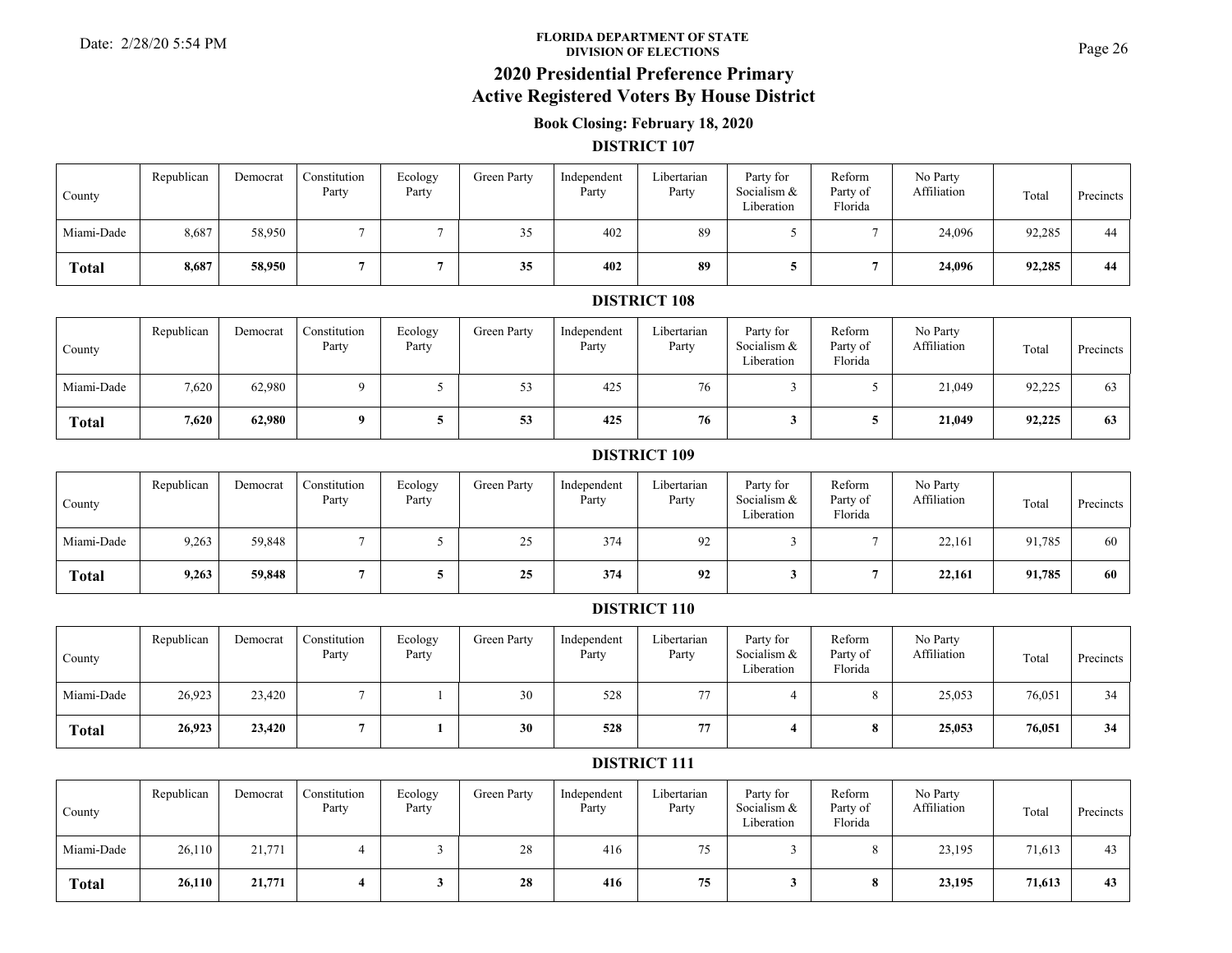**FLORIDA DEPARTMENT OF STATE**
**DIVISION OF ELECTIONS**

Date: 2/28/20 5:54 PM

# 2020 Presidential Preference Primary
# Active Registered Voters By House District

### Book Closing: February 18, 2020

### DISTRICT 107

| County | Republican | Democrat | Constitution Party | Ecology Party | Green Party | Independent Party | Libertarian Party | Party for Socialism & Liberation | Reform Party of Florida | No Party Affiliation | Total | Precincts |
|---|---|---|---|---|---|---|---|---|---|---|---|---|
| Miami-Dade | 8,687 | 58,950 | 7 | 7 | 35 | 402 | 89 | 5 | 7 | 24,096 | 92,285 | 44 |
| **Total** | **8,687** | **58,950** | **7** | **7** | **35** | **402** | **89** | **5** | **7** | **24,096** | **92,285** | **44** |

### DISTRICT 108

| County | Republican | Democrat | Constitution Party | Ecology Party | Green Party | Independent Party | Libertarian Party | Party for Socialism & Liberation | Reform Party of Florida | No Party Affiliation | Total | Precincts |
|---|---|---|---|---|---|---|---|---|---|---|---|---|
| Miami-Dade | 7,620 | 62,980 | 9 | 5 | 53 | 425 | 76 | 3 | 5 | 21,049 | 92,225 | 63 |
| **Total** | **7,620** | **62,980** | **9** | **5** | **53** | **425** | **76** | **3** | **5** | **21,049** | **92,225** | **63** |

### DISTRICT 109

| County | Republican | Democrat | Constitution Party | Ecology Party | Green Party | Independent Party | Libertarian Party | Party for Socialism & Liberation | Reform Party of Florida | No Party Affiliation | Total | Precincts |
|---|---|---|---|---|---|---|---|---|---|---|---|---|
| Miami-Dade | 9,263 | 59,848 | 7 | 5 | 25 | 374 | 92 | 3 | 7 | 22,161 | 91,785 | 60 |
| **Total** | **9,263** | **59,848** | **7** | **5** | **25** | **374** | **92** | **3** | **7** | **22,161** | **91,785** | **60** |

### DISTRICT 110

| County | Republican | Democrat | Constitution Party | Ecology Party | Green Party | Independent Party | Libertarian Party | Party for Socialism & Liberation | Reform Party of Florida | No Party Affiliation | Total | Precincts |
|---|---|---|---|---|---|---|---|---|---|---|---|---|
| Miami-Dade | 26,923 | 23,420 | 7 | 1 | 30 | 528 | 77 | 4 | 8 | 25,053 | 76,051 | 34 |
| **Total** | **26,923** | **23,420** | **7** | **1** | **30** | **528** | **77** | **4** | **8** | **25,053** | **76,051** | **34** |

### DISTRICT 111

| County | Republican | Democrat | Constitution Party | Ecology Party | Green Party | Independent Party | Libertarian Party | Party for Socialism & Liberation | Reform Party of Florida | No Party Affiliation | Total | Precincts |
|---|---|---|---|---|---|---|---|---|---|---|---|---|
| Miami-Dade | 26,110 | 21,771 | 4 | 3 | 28 | 416 | 75 | 3 | 8 | 23,195 | 71,613 | 43 |
| **Total** | **26,110** | **21,771** | **4** | **3** | **28** | **416** | **75** | **3** | **8** | **23,195** | **71,613** | **43** |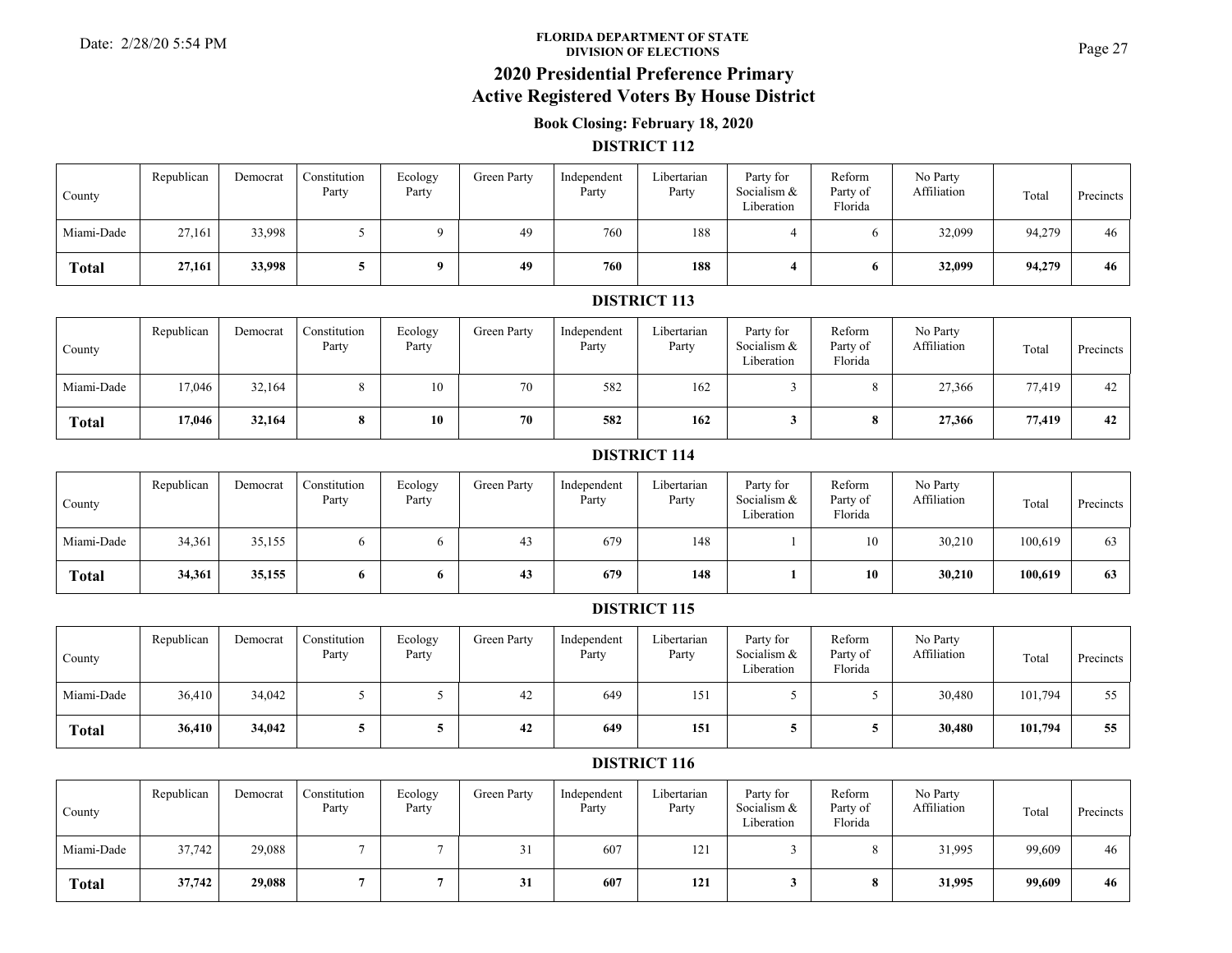FLORIDA DEPARTMENT OF STATE
DIVISION OF ELECTIONS

# 2020 Presidential Preference Primary
# Active Registered Voters By House District

### Book Closing: February 18, 2020

## DISTRICT 112

| County | Republican | Democrat | Constitution Party | Ecology Party | Green Party | Independent Party | Libertarian Party | Party for Socialism & Liberation | Reform Party of Florida | No Party Affiliation | Total | Precincts |
|---|---|---|---|---|---|---|---|---|---|---|---|---|
| Miami-Dade | 27,161 | 33,998 | 5 | 9 | 49 | 760 | 188 | 4 | 6 | 32,099 | 94,279 | 46 |
| **Total** | **27,161** | **33,998** | **5** | **9** | **49** | **760** | **188** | **4** | **6** | **32,099** | **94,279** | **46** |

## DISTRICT 113

| County | Republican | Democrat | Constitution Party | Ecology Party | Green Party | Independent Party | Libertarian Party | Party for Socialism & Liberation | Reform Party of Florida | No Party Affiliation | Total | Precincts |
|---|---|---|---|---|---|---|---|---|---|---|---|---|
| Miami-Dade | 17,046 | 32,164 | 8 | 10 | 70 | 582 | 162 | 3 | 8 | 27,366 | 77,419 | 42 |
| **Total** | **17,046** | **32,164** | **8** | **10** | **70** | **582** | **162** | **3** | **8** | **27,366** | **77,419** | **42** |

## DISTRICT 114

| County | Republican | Democrat | Constitution Party | Ecology Party | Green Party | Independent Party | Libertarian Party | Party for Socialism & Liberation | Reform Party of Florida | No Party Affiliation | Total | Precincts |
|---|---|---|---|---|---|---|---|---|---|---|---|---|
| Miami-Dade | 34,361 | 35,155 | 6 | 6 | 43 | 679 | 148 | 1 | 10 | 30,210 | 100,619 | 63 |
| **Total** | **34,361** | **35,155** | **6** | **6** | **43** | **679** | **148** | **1** | **10** | **30,210** | **100,619** | **63** |

## DISTRICT 115

| County | Republican | Democrat | Constitution Party | Ecology Party | Green Party | Independent Party | Libertarian Party | Party for Socialism & Liberation | Reform Party of Florida | No Party Affiliation | Total | Precincts |
|---|---|---|---|---|---|---|---|---|---|---|---|---|
| Miami-Dade | 36,410 | 34,042 | 5 | 5 | 42 | 649 | 151 | 5 | 5 | 30,480 | 101,794 | 55 |
| **Total** | **36,410** | **34,042** | **5** | **5** | **42** | **649** | **151** | **5** | **5** | **30,480** | **101,794** | **55** |

## DISTRICT 116

| County | Republican | Democrat | Constitution Party | Ecology Party | Green Party | Independent Party | Libertarian Party | Party for Socialism & Liberation | Reform Party of Florida | No Party Affiliation | Total | Precincts |
|---|---|---|---|---|---|---|---|---|---|---|---|---|
| Miami-Dade | 37,742 | 29,088 | 7 | 7 | 31 | 607 | 121 | 3 | 8 | 31,995 | 99,609 | 46 |
| **Total** | **37,742** | **29,088** | **7** | **7** | **31** | **607** | **121** | **3** | **8** | **31,995** | **99,609** | **46** |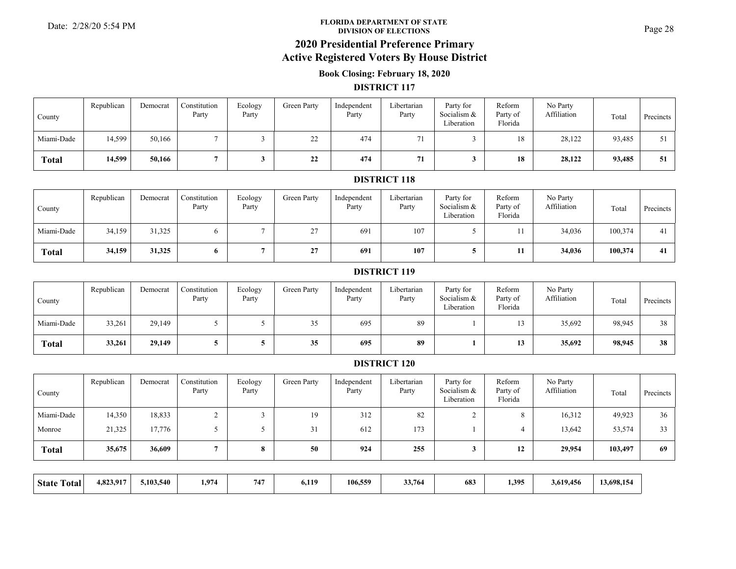FLORIDA DEPARTMENT OF STATE
DIVISION OF ELECTIONS

# 2020 Presidential Preference Primary
# Active Registered Voters By House District

### Book Closing: February 18, 2020

### DISTRICT 117

| County | Republican | Democrat | Constitution Party | Ecology Party | Green Party | Independent Party | Libertarian Party | Party for Socialism & Liberation | Reform Party of Florida | No Party Affiliation | Total | Precincts |
|---|---|---|---|---|---|---|---|---|---|---|---|---|
| Miami-Dade | 14,599 | 50,166 | 7 | 3 | 22 | 474 | 71 | 3 | 18 | 28,122 | 93,485 | 51 |
| **Total** | **14,599** | **50,166** | **7** | **3** | **22** | **474** | **71** | **3** | **18** | **28,122** | **93,485** | **51** |

### DISTRICT 118

| County | Republican | Democrat | Constitution Party | Ecology Party | Green Party | Independent Party | Libertarian Party | Party for Socialism & Liberation | Reform Party of Florida | No Party Affiliation | Total | Precincts |
|---|---|---|---|---|---|---|---|---|---|---|---|---|
| Miami-Dade | 34,159 | 31,325 | 6 | 7 | 27 | 691 | 107 | 5 | 11 | 34,036 | 100,374 | 41 |
| **Total** | **34,159** | **31,325** | **6** | **7** | **27** | **691** | **107** | **5** | **11** | **34,036** | **100,374** | **41** |

### DISTRICT 119

| County | Republican | Democrat | Constitution Party | Ecology Party | Green Party | Independent Party | Libertarian Party | Party for Socialism & Liberation | Reform Party of Florida | No Party Affiliation | Total | Precincts |
|---|---|---|---|---|---|---|---|---|---|---|---|---|
| Miami-Dade | 33,261 | 29,149 | 5 | 5 | 35 | 695 | 89 | 1 | 13 | 35,692 | 98,945 | 38 |
| **Total** | **33,261** | **29,149** | **5** | **5** | **35** | **695** | **89** | **1** | **13** | **35,692** | **98,945** | **38** |

### DISTRICT 120

| County | Republican | Democrat | Constitution Party | Ecology Party | Green Party | Independent Party | Libertarian Party | Party for Socialism & Liberation | Reform Party of Florida | No Party Affiliation | Total | Precincts |
|---|---|---|---|---|---|---|---|---|---|---|---|---|
| Miami-Dade | 14,350 | 18,833 | 2 | 3 | 19 | 312 | 82 | 2 | 8 | 16,312 | 49,923 | 36 |
| Monroe | 21,325 | 17,776 | 5 | 5 | 31 | 612 | 173 | 1 | 4 | 13,642 | 53,574 | 33 |
| **Total** | **35,675** | **36,609** | **7** | **8** | **50** | **924** | **255** | **3** | **12** | **29,954** | **103,497** | **69** |

| | | | | | | | | | | | |
|---|---|---|---|---|---|---|---|---|---|---|---|
| **State Total** | **4,823,917** | **5,103,540** | **1,974** | **747** | **6,119** | **106,559** | **33,764** | **683** | **1,395** | **3,619,456** | **13,698,154** |